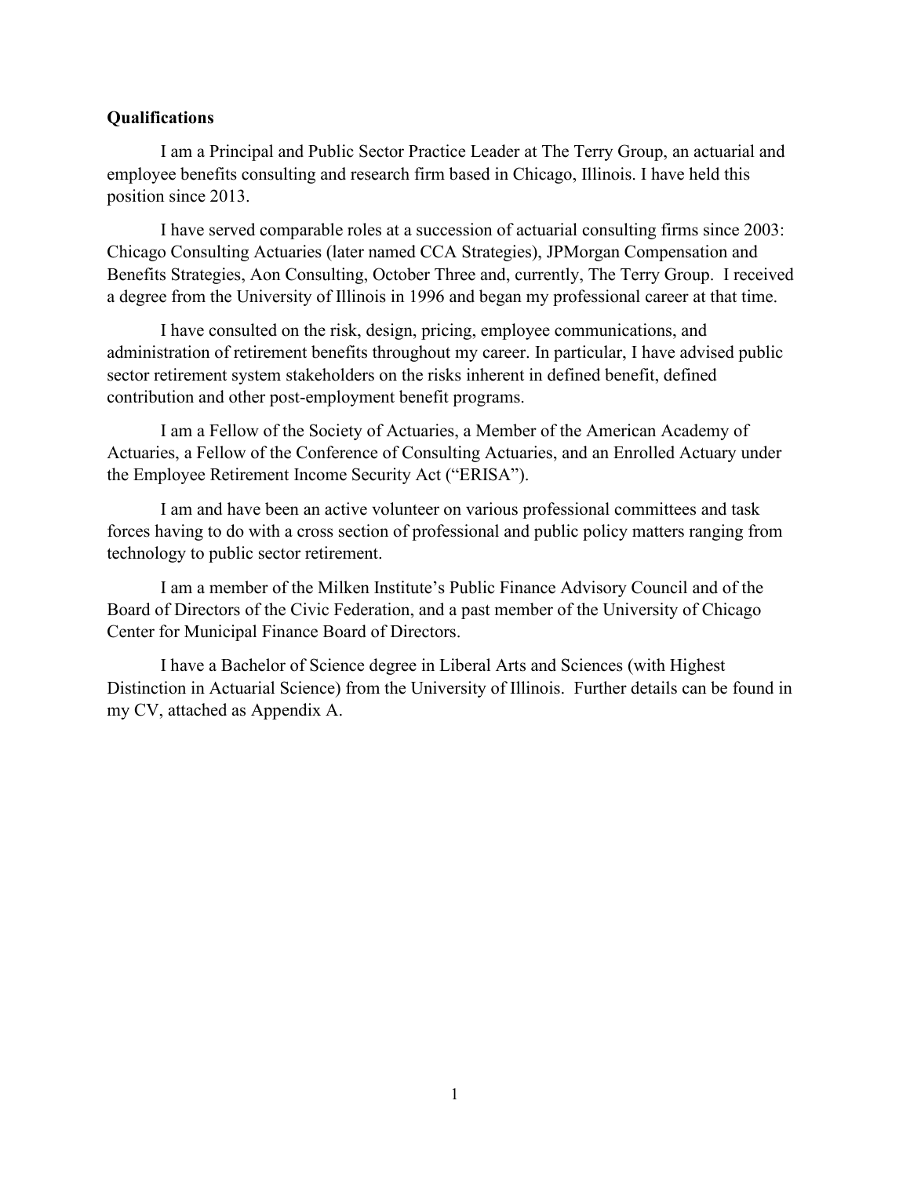**Qualifications**

I am a Principal and Public Sector Practice Leader at The Terry Group, an actuarial and employee benefits consulting and research firm based in Chicago, Illinois. I have held this position since 2013.

I have served comparable roles at a succession of actuarial consulting firms since 2003: Chicago Consulting Actuaries (later named CCA Strategies), JPMorgan Compensation and Benefits Strategies, Aon Consulting, October Three and, currently, The Terry Group. I received a degree from the University of Illinois in 1996 and began my professional career at that time.

I have consulted on the risk, design, pricing, employee communications, and administration of retirement benefits throughout my career. In particular, I have advised public sector retirement system stakeholders on the risks inherent in defined benefit, defined contribution and other post-employment benefit programs.

I am a Fellow of the Society of Actuaries, a Member of the American Academy of Actuaries, a Fellow of the Conference of Consulting Actuaries, and an Enrolled Actuary under the Employee Retirement Income Security Act ("ERISA").

I am and have been an active volunteer on various professional committees and task forces having to do with a cross section of professional and public policy matters ranging from technology to public sector retirement.

I am a member of the Milken Institute's Public Finance Advisory Council and of the Board of Directors of the Civic Federation, and a past member of the University of Chicago Center for Municipal Finance Board of Directors.

I have a Bachelor of Science degree in Liberal Arts and Sciences (with Highest Distinction in Actuarial Science) from the University of Illinois. Further details can be found in my CV, attached as Appendix A.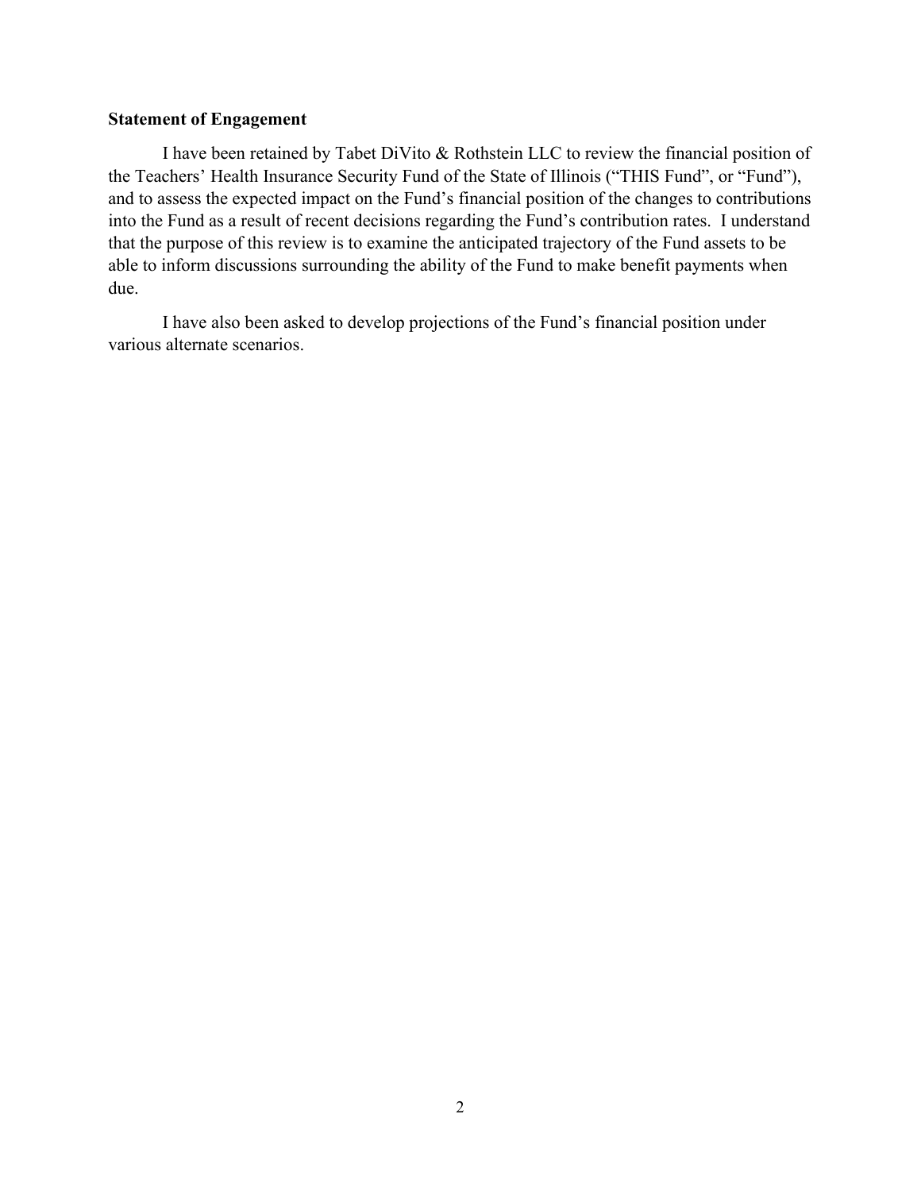**Statement of Engagement**

I have been retained by Tabet DiVito & Rothstein LLC to review the financial position of the Teachers' Health Insurance Security Fund of the State of Illinois ("THIS Fund", or "Fund"), and to assess the expected impact on the Fund's financial position of the changes to contributions into the Fund as a result of recent decisions regarding the Fund's contribution rates. I understand that the purpose of this review is to examine the anticipated trajectory of the Fund assets to be able to inform discussions surrounding the ability of the Fund to make benefit payments when due.

I have also been asked to develop projections of the Fund's financial position under various alternate scenarios.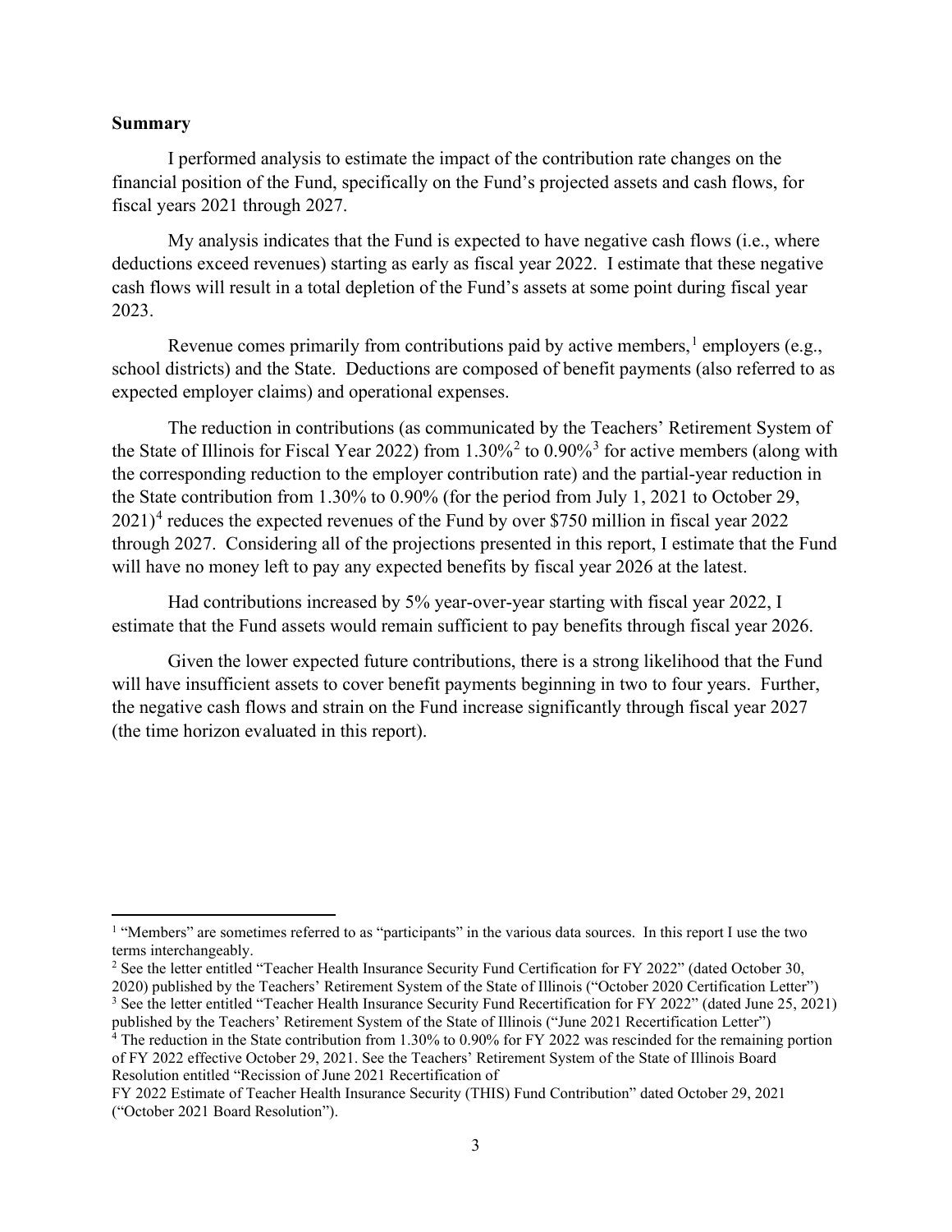**Summary**

I performed analysis to estimate the impact of the contribution rate changes on the financial position of the Fund, specifically on the Fund's projected assets and cash flows, for fiscal years 2021 through 2027.

My analysis indicates that the Fund is expected to have negative cash flows (i.e., where deductions exceed revenues) starting as early as fiscal year 2022. I estimate that these negative cash flows will result in a total depletion of the Fund's assets at some point during fiscal year 2023.

Revenue comes primarily from contributions paid by active members,[1] employers (e.g., school districts) and the State. Deductions are composed of benefit payments (also referred to as expected employer claims) and operational expenses.

The reduction in contributions (as communicated by the Teachers' Retirement System of the State of Illinois for Fiscal Year 2022) from 1.30%[2] to 0.90%[3] for active members (along with the corresponding reduction to the employer contribution rate) and the partial-year reduction in the State contribution from 1.30% to 0.90% (for the period from July 1, 2021 to October 29, 2021)[4] reduces the expected revenues of the Fund by over $750 million in fiscal year 2022 through 2027. Considering all of the projections presented in this report, I estimate that the Fund will have no money left to pay any expected benefits by fiscal year 2026 at the latest.

Had contributions increased by 5% year-over-year starting with fiscal year 2022, I estimate that the Fund assets would remain sufficient to pay benefits through fiscal year 2026.

Given the lower expected future contributions, there is a strong likelihood that the Fund will have insufficient assets to cover benefit payments beginning in two to four years. Further, the negative cash flows and strain on the Fund increase significantly through fiscal year 2027 (the time horizon evaluated in this report).

---

[1] "Members" are sometimes referred to as "participants" in the various data sources. In this report I use the two terms interchangeably.

[2] See the letter entitled "Teacher Health Insurance Security Fund Certification for FY 2022" (dated October 30, 2020) published by the Teachers' Retirement System of the State of Illinois ("October 2020 Certification Letter")

[3] See the letter entitled "Teacher Health Insurance Security Fund Recertification for FY 2022" (dated June 25, 2021) published by the Teachers' Retirement System of the State of Illinois ("June 2021 Recertification Letter")

[4] The reduction in the State contribution from 1.30% to 0.90% for FY 2022 was rescinded for the remaining portion of FY 2022 effective October 29, 2021. See the Teachers' Retirement System of the State of Illinois Board Resolution entitled "Recission of June 2021 Recertification of FY 2022 Estimate of Teacher Health Insurance Security (THIS) Fund Contribution" dated October 29, 2021 ("October 2021 Board Resolution").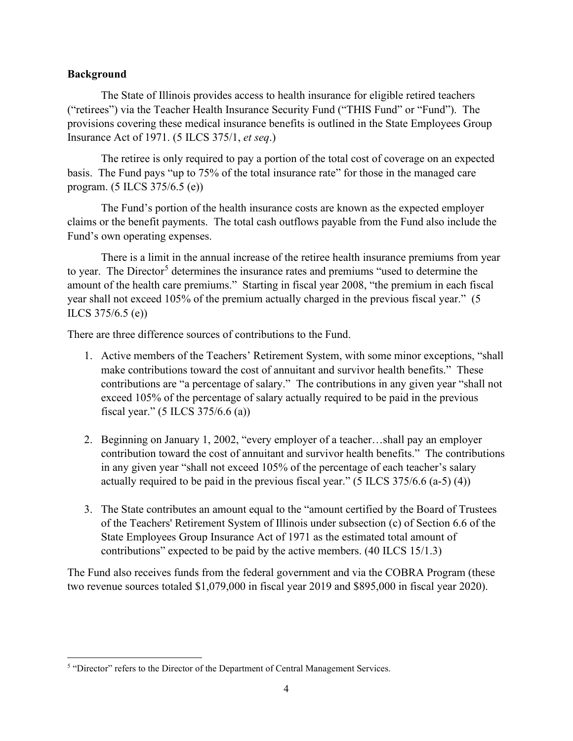**Background**

The State of Illinois provides access to health insurance for eligible retired teachers ("retirees") via the Teacher Health Insurance Security Fund ("THIS Fund" or "Fund"). The provisions covering these medical insurance benefits is outlined in the State Employees Group Insurance Act of 1971. (5 ILCS 375/1, *et seq*.)

The retiree is only required to pay a portion of the total cost of coverage on an expected basis. The Fund pays "up to 75% of the total insurance rate" for those in the managed care program. (5 ILCS 375/6.5 (e))

The Fund's portion of the health insurance costs are known as the expected employer claims or the benefit payments. The total cash outflows payable from the Fund also include the Fund's own operating expenses.

There is a limit in the annual increase of the retiree health insurance premiums from year to year. The Director[5] determines the insurance rates and premiums "used to determine the amount of the health care premiums." Starting in fiscal year 2008, "the premium in each fiscal year shall not exceed 105% of the premium actually charged in the previous fiscal year." (5 ILCS 375/6.5 (e))

There are three difference sources of contributions to the Fund.

1. Active members of the Teachers' Retirement System, with some minor exceptions, "shall make contributions toward the cost of annuitant and survivor health benefits." These contributions are "a percentage of salary." The contributions in any given year "shall not exceed 105% of the percentage of salary actually required to be paid in the previous fiscal year." (5 ILCS 375/6.6 (a))

2. Beginning on January 1, 2002, "every employer of a teacher…shall pay an employer contribution toward the cost of annuitant and survivor health benefits." The contributions in any given year "shall not exceed 105% of the percentage of each teacher's salary actually required to be paid in the previous fiscal year." (5 ILCS 375/6.6 (a-5) (4))

3. The State contributes an amount equal to the "amount certified by the Board of Trustees of the Teachers' Retirement System of Illinois under subsection (c) of Section 6.6 of the State Employees Group Insurance Act of 1971 as the estimated total amount of contributions" expected to be paid by the active members. (40 ILCS 15/1.3)

The Fund also receives funds from the federal government and via the COBRA Program (these two revenue sources totaled $1,079,000 in fiscal year 2019 and $895,000 in fiscal year 2020).

[5] "Director" refers to the Director of the Department of Central Management Services.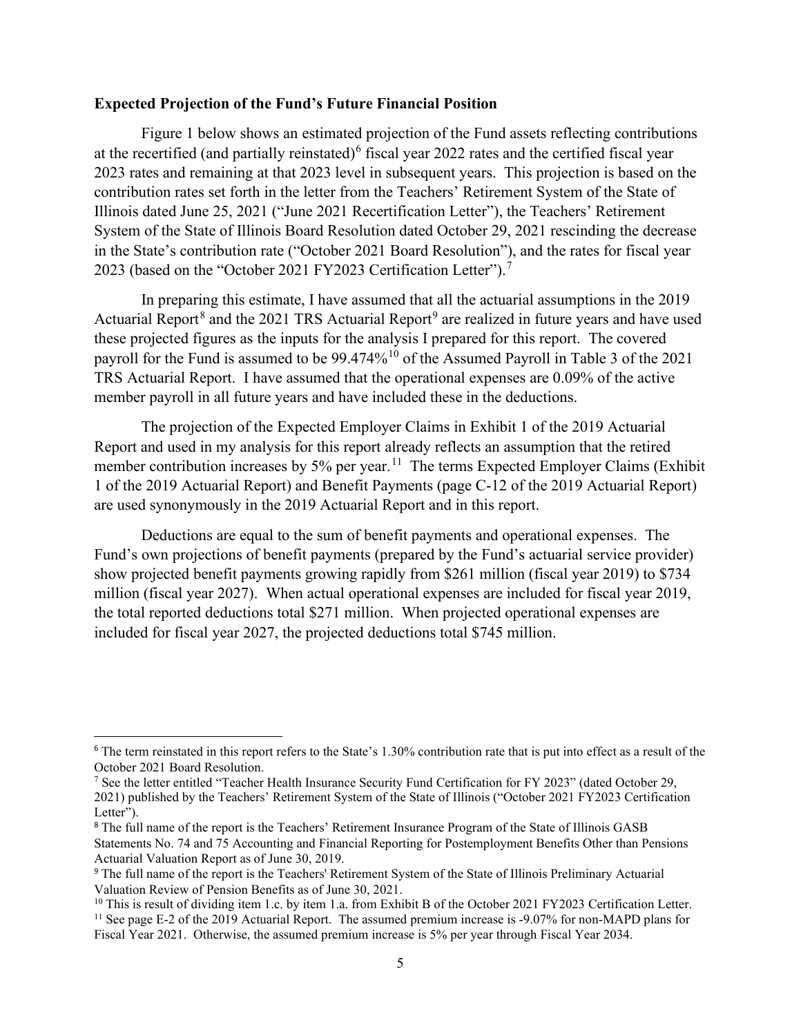**Expected Projection of the Fund's Future Financial Position**

Figure 1 below shows an estimated projection of the Fund assets reflecting contributions at the recertified (and partially reinstated)[6] fiscal year 2022 rates and the certified fiscal year 2023 rates and remaining at that 2023 level in subsequent years. This projection is based on the contribution rates set forth in the letter from the Teachers' Retirement System of the State of Illinois dated June 25, 2021 ("June 2021 Recertification Letter"), the Teachers' Retirement System of the State of Illinois Board Resolution dated October 29, 2021 rescinding the decrease in the State's contribution rate ("October 2021 Board Resolution"), and the rates for fiscal year 2023 (based on the "October 2021 FY2023 Certification Letter").[7]

In preparing this estimate, I have assumed that all the actuarial assumptions in the 2019 Actuarial Report[8] and the 2021 TRS Actuarial Report[9] are realized in future years and have used these projected figures as the inputs for the analysis I prepared for this report. The covered payroll for the Fund is assumed to be 99.474%[10] of the Assumed Payroll in Table 3 of the 2021 TRS Actuarial Report. I have assumed that the operational expenses are 0.09% of the active member payroll in all future years and have included these in the deductions.

The projection of the Expected Employer Claims in Exhibit 1 of the 2019 Actuarial Report and used in my analysis for this report already reflects an assumption that the retired member contribution increases by 5% per year.[11] The terms Expected Employer Claims (Exhibit 1 of the 2019 Actuarial Report) and Benefit Payments (page C-12 of the 2019 Actuarial Report) are used synonymously in the 2019 Actuarial Report and in this report.

Deductions are equal to the sum of benefit payments and operational expenses. The Fund's own projections of benefit payments (prepared by the Fund's actuarial service provider) show projected benefit payments growing rapidly from $261 million (fiscal year 2019) to $734 million (fiscal year 2027). When actual operational expenses are included for fiscal year 2019, the total reported deductions total $271 million. When projected operational expenses are included for fiscal year 2027, the projected deductions total $745 million.

---

[6] The term reinstated in this report refers to the State's 1.30% contribution rate that is put into effect as a result of the October 2021 Board Resolution.

[7] See the letter entitled "Teacher Health Insurance Security Fund Certification for FY 2023" (dated October 29, 2021) published by the Teachers' Retirement System of the State of Illinois ("October 2021 FY2023 Certification Letter").

[8] The full name of the report is the Teachers' Retirement Insurance Program of the State of Illinois GASB Statements No. 74 and 75 Accounting and Financial Reporting for Postemployment Benefits Other than Pensions Actuarial Valuation Report as of June 30, 2019.

[9] The full name of the report is the Teachers' Retirement System of the State of Illinois Preliminary Actuarial Valuation Review of Pension Benefits as of June 30, 2021.

[10] This is result of dividing item 1.c. by item 1.a. from Exhibit B of the October 2021 FY2023 Certification Letter.

[11] See page E-2 of the 2019 Actuarial Report. The assumed premium increase is -9.07% for non-MAPD plans for Fiscal Year 2021. Otherwise, the assumed premium increase is 5% per year through Fiscal Year 2034.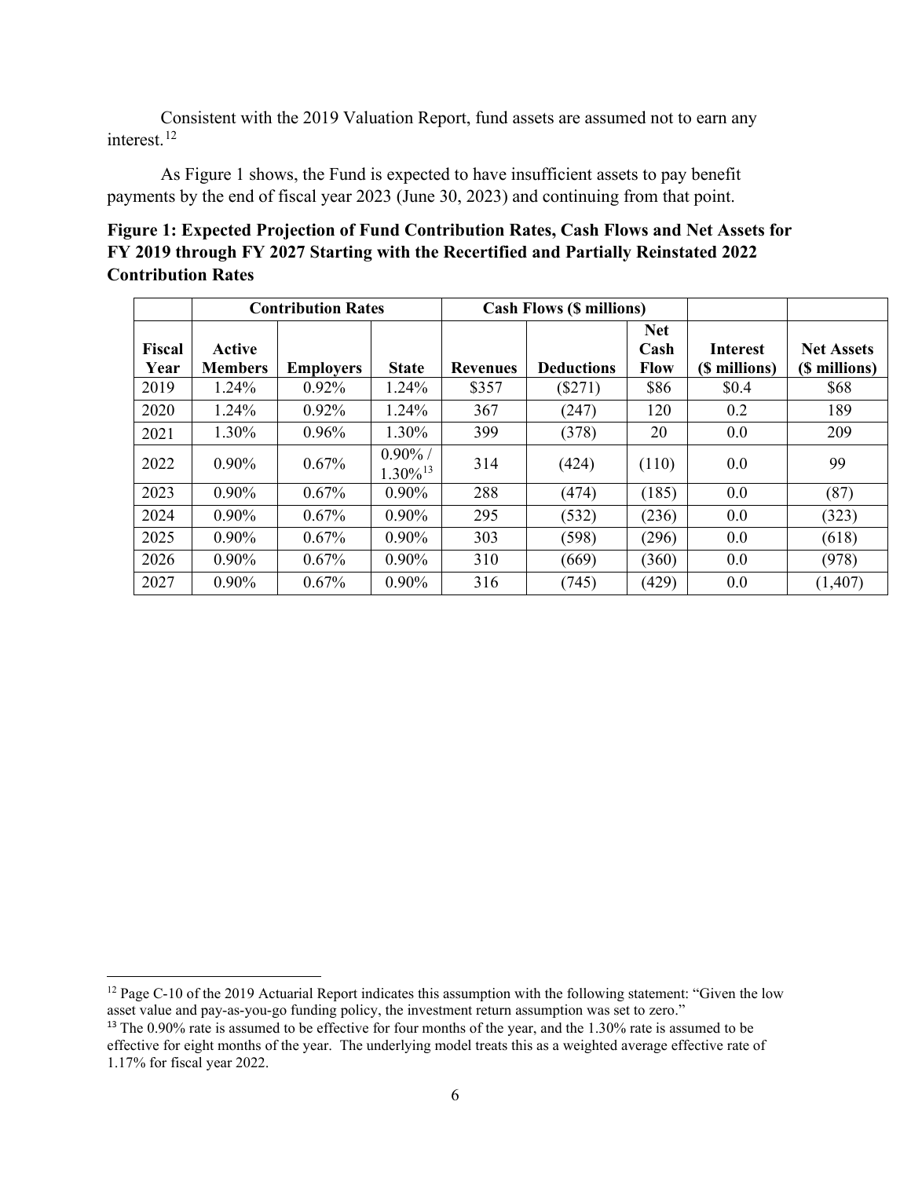Consistent with the 2019 Valuation Report, fund assets are assumed not to earn any interest.[12]

As Figure 1 shows, the Fund is expected to have insufficient assets to pay benefit payments by the end of fiscal year 2023 (June 30, 2023) and continuing from that point.

**Figure 1: Expected Projection of Fund Contribution Rates, Cash Flows and Net Assets for FY 2019 through FY 2027 Starting with the Recertified and Partially Reinstated 2022 Contribution Rates**

| | Contribution Rates | | | Cash Flows ($ millions) | | | | |
|---|---|---|---|---|---|---|---|---|
| **Fiscal Year** | **Active Members** | **Employers** | **State** | **Revenues** | **Deductions** | **Net Cash Flow** | **Interest ($ millions)** | **Net Assets ($ millions)** |
| 2019 | 1.24% | 0.92% | 1.24% | $357 | ($271) | $86 | $0.4 | $68 |
| 2020 | 1.24% | 0.92% | 1.24% | 367 | (247) | 120 | 0.2 | 189 |
| 2021 | 1.30% | 0.96% | 1.30% | 399 | (378) | 20 | 0.0 | 209 |
| 2022 | 0.90% | 0.67% | 0.90% / 1.30%[13] | 314 | (424) | (110) | 0.0 | 99 |
| 2023 | 0.90% | 0.67% | 0.90% | 288 | (474) | (185) | 0.0 | (87) |
| 2024 | 0.90% | 0.67% | 0.90% | 295 | (532) | (236) | 0.0 | (323) |
| 2025 | 0.90% | 0.67% | 0.90% | 303 | (598) | (296) | 0.0 | (618) |
| 2026 | 0.90% | 0.67% | 0.90% | 310 | (669) | (360) | 0.0 | (978) |
| 2027 | 0.90% | 0.67% | 0.90% | 316 | (745) | (429) | 0.0 | (1,407) |

[12] Page C-10 of the 2019 Actuarial Report indicates this assumption with the following statement: "Given the low asset value and pay-as-you-go funding policy, the investment return assumption was set to zero."

[13] The 0.90% rate is assumed to be effective for four months of the year, and the 1.30% rate is assumed to be effective for eight months of the year. The underlying model treats this as a weighted average effective rate of 1.17% for fiscal year 2022.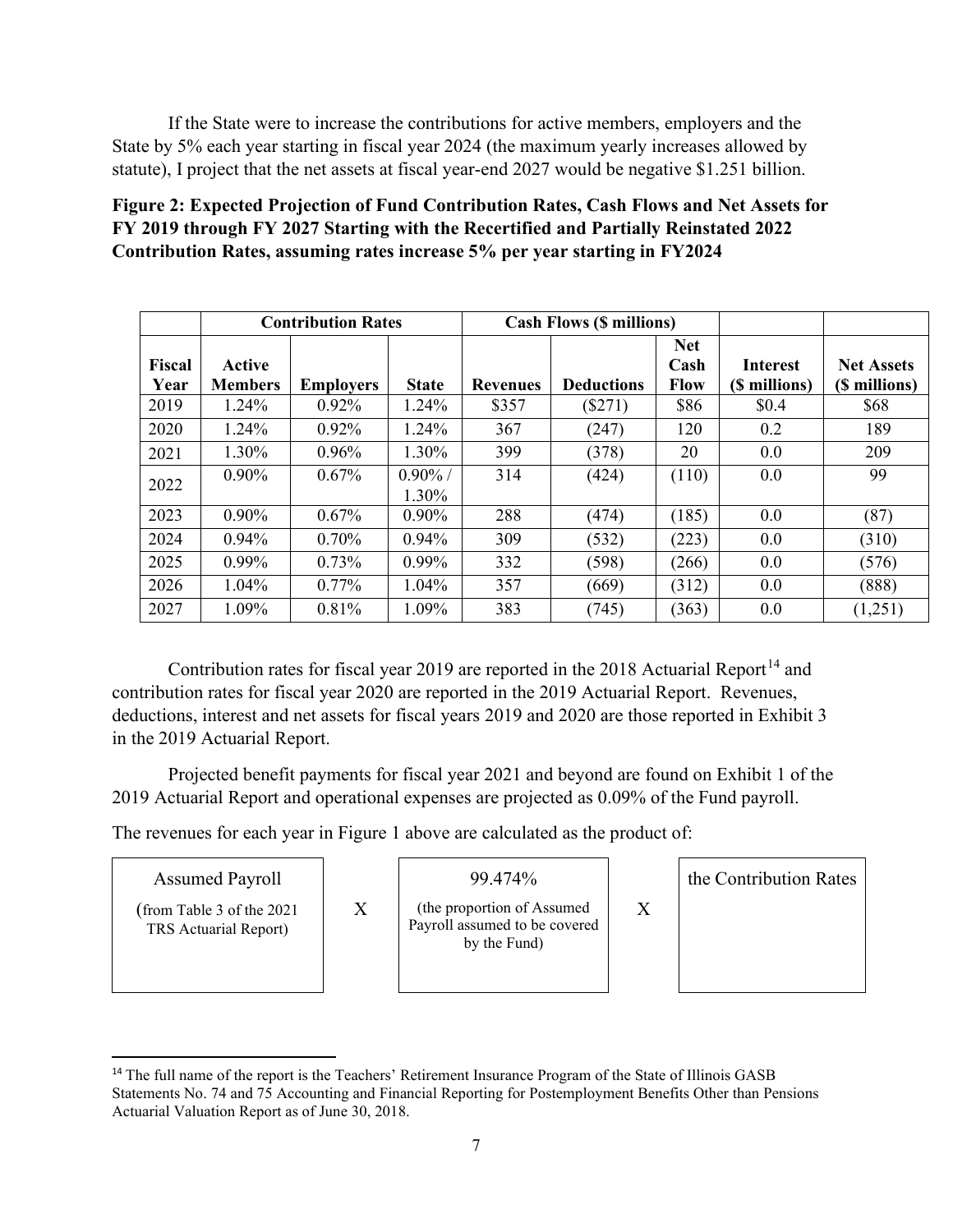If the State were to increase the contributions for active members, employers and the State by 5% each year starting in fiscal year 2024 (the maximum yearly increases allowed by statute), I project that the net assets at fiscal year-end 2027 would be negative $1.251 billion.

**Figure 2: Expected Projection of Fund Contribution Rates, Cash Flows and Net Assets for FY 2019 through FY 2027 Starting with the Recertified and Partially Reinstated 2022 Contribution Rates, assuming rates increase 5% per year starting in FY2024**

| | Contribution Rates | | | Cash Flows ($ millions) | | | | |
|---|---|---|---|---|---|---|---|---|
| Fiscal Year | Active Members | Employers | State | Revenues | Deductions | Net Cash Flow | Interest ($ millions) | Net Assets ($ millions) |
| 2019 | 1.24% | 0.92% | 1.24% | $357 | ($271) | $86 | $0.4 | $68 |
| 2020 | 1.24% | 0.92% | 1.24% | 367 | (247) | 120 | 0.2 | 189 |
| 2021 | 1.30% | 0.96% | 1.30% | 399 | (378) | 20 | 0.0 | 209 |
| 2022 | 0.90% | 0.67% | 0.90% / 1.30% | 314 | (424) | (110) | 0.0 | 99 |
| 2023 | 0.90% | 0.67% | 0.90% | 288 | (474) | (185) | 0.0 | (87) |
| 2024 | 0.94% | 0.70% | 0.94% | 309 | (532) | (223) | 0.0 | (310) |
| 2025 | 0.99% | 0.73% | 0.99% | 332 | (598) | (266) | 0.0 | (576) |
| 2026 | 1.04% | 0.77% | 1.04% | 357 | (669) | (312) | 0.0 | (888) |
| 2027 | 1.09% | 0.81% | 1.09% | 383 | (745) | (363) | 0.0 | (1,251) |

Contribution rates for fiscal year 2019 are reported in the 2018 Actuarial Report[14] and contribution rates for fiscal year 2020 are reported in the 2019 Actuarial Report. Revenues, deductions, interest and net assets for fiscal years 2019 and 2020 are those reported in Exhibit 3 in the 2019 Actuarial Report.

Projected benefit payments for fiscal year 2021 and beyond are found on Exhibit 1 of the 2019 Actuarial Report and operational expenses are projected as 0.09% of the Fund payroll.

The revenues for each year in Figure 1 above are calculated as the product of:

| Assumed Payroll (from Table 3 of the 2021 TRS Actuarial Report) | X | 99.474% (the proportion of Assumed Payroll assumed to be covered by the Fund) | X | the Contribution Rates |
|---|---|---|---|---|

[14] The full name of the report is the Teachers' Retirement Insurance Program of the State of Illinois GASB Statements No. 74 and 75 Accounting and Financial Reporting for Postemployment Benefits Other than Pensions Actuarial Valuation Report as of June 30, 2018.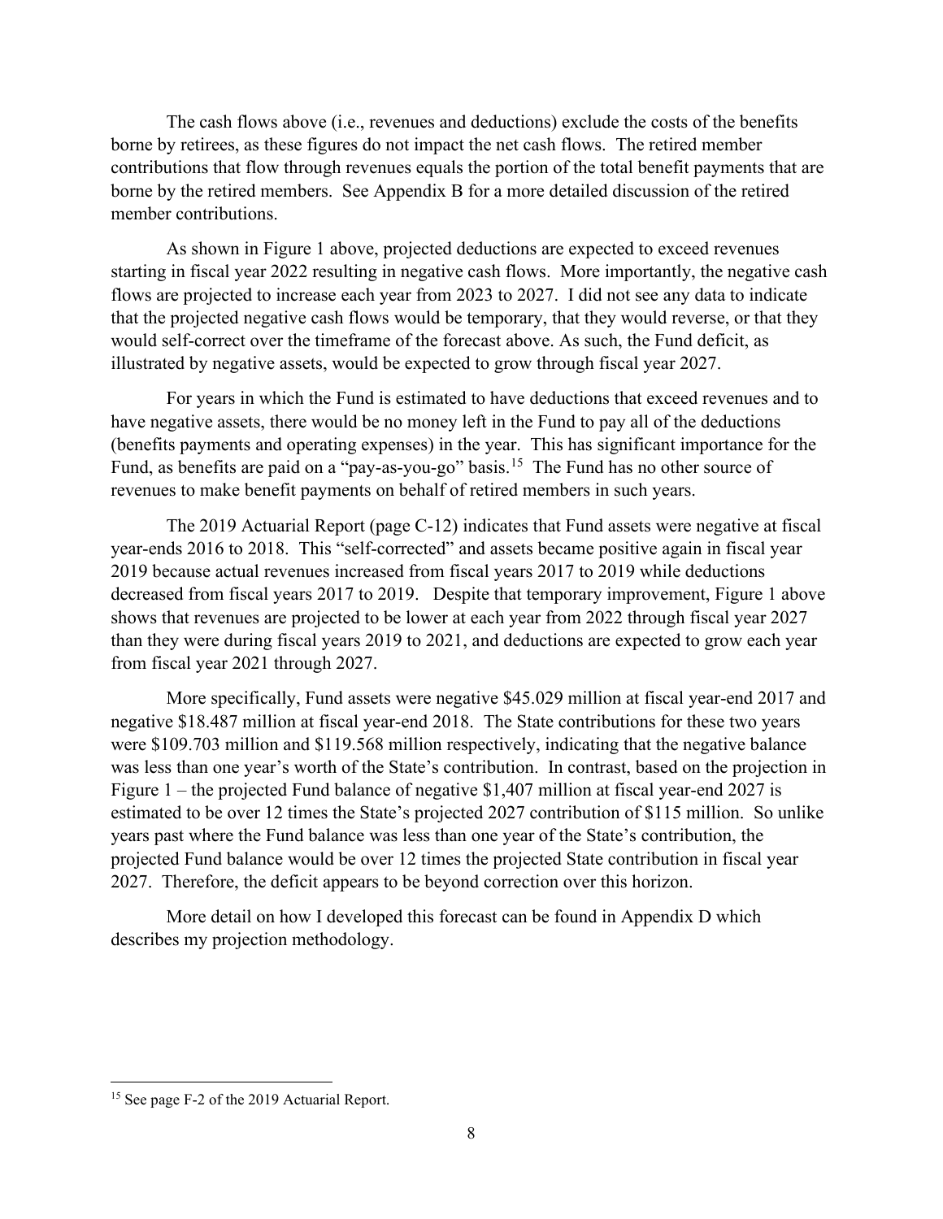The cash flows above (i.e., revenues and deductions) exclude the costs of the benefits borne by retirees, as these figures do not impact the net cash flows. The retired member contributions that flow through revenues equals the portion of the total benefit payments that are borne by the retired members. See Appendix B for a more detailed discussion of the retired member contributions.

As shown in Figure 1 above, projected deductions are expected to exceed revenues starting in fiscal year 2022 resulting in negative cash flows. More importantly, the negative cash flows are projected to increase each year from 2023 to 2027. I did not see any data to indicate that the projected negative cash flows would be temporary, that they would reverse, or that they would self-correct over the timeframe of the forecast above. As such, the Fund deficit, as illustrated by negative assets, would be expected to grow through fiscal year 2027.

For years in which the Fund is estimated to have deductions that exceed revenues and to have negative assets, there would be no money left in the Fund to pay all of the deductions (benefits payments and operating expenses) in the year. This has significant importance for the Fund, as benefits are paid on a "pay-as-you-go" basis.[15] The Fund has no other source of revenues to make benefit payments on behalf of retired members in such years.

The 2019 Actuarial Report (page C-12) indicates that Fund assets were negative at fiscal year-ends 2016 to 2018. This "self-corrected" and assets became positive again in fiscal year 2019 because actual revenues increased from fiscal years 2017 to 2019 while deductions decreased from fiscal years 2017 to 2019. Despite that temporary improvement, Figure 1 above shows that revenues are projected to be lower at each year from 2022 through fiscal year 2027 than they were during fiscal years 2019 to 2021, and deductions are expected to grow each year from fiscal year 2021 through 2027.

More specifically, Fund assets were negative $45.029 million at fiscal year-end 2017 and negative $18.487 million at fiscal year-end 2018. The State contributions for these two years were $109.703 million and $119.568 million respectively, indicating that the negative balance was less than one year's worth of the State's contribution. In contrast, based on the projection in Figure 1 – the projected Fund balance of negative $1,407 million at fiscal year-end 2027 is estimated to be over 12 times the State's projected 2027 contribution of $115 million. So unlike years past where the Fund balance was less than one year of the State's contribution, the projected Fund balance would be over 12 times the projected State contribution in fiscal year 2027. Therefore, the deficit appears to be beyond correction over this horizon.

More detail on how I developed this forecast can be found in Appendix D which describes my projection methodology.

---

[15] See page F-2 of the 2019 Actuarial Report.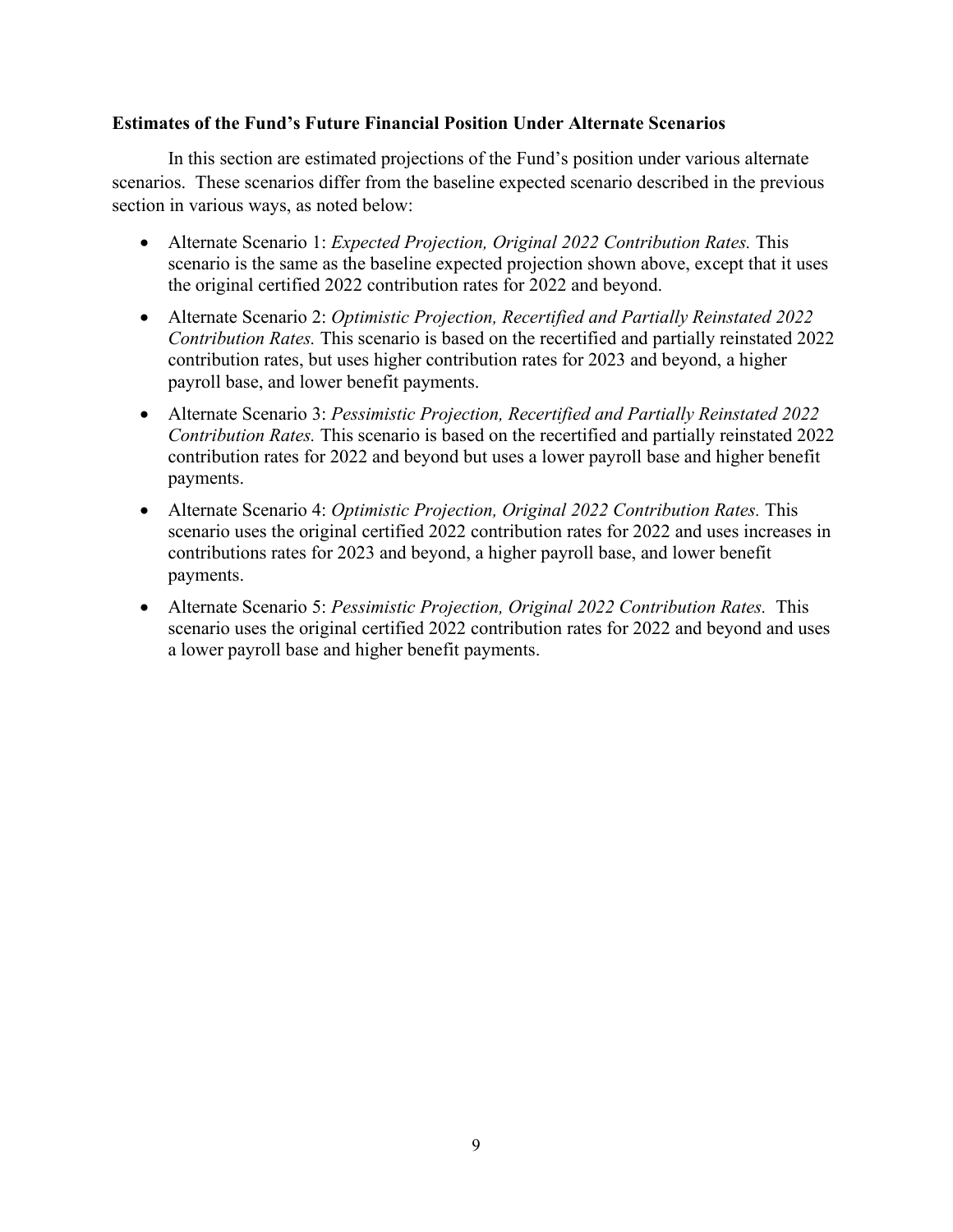**Estimates of the Fund's Future Financial Position Under Alternate Scenarios**

In this section are estimated projections of the Fund's position under various alternate scenarios. These scenarios differ from the baseline expected scenario described in the previous section in various ways, as noted below:

- Alternate Scenario 1: *Expected Projection, Original 2022 Contribution Rates.* This scenario is the same as the baseline expected projection shown above, except that it uses the original certified 2022 contribution rates for 2022 and beyond.
- Alternate Scenario 2: *Optimistic Projection, Recertified and Partially Reinstated 2022 Contribution Rates.* This scenario is based on the recertified and partially reinstated 2022 contribution rates, but uses higher contribution rates for 2023 and beyond, a higher payroll base, and lower benefit payments.
- Alternate Scenario 3: *Pessimistic Projection, Recertified and Partially Reinstated 2022 Contribution Rates.* This scenario is based on the recertified and partially reinstated 2022 contribution rates for 2022 and beyond but uses a lower payroll base and higher benefit payments.
- Alternate Scenario 4: *Optimistic Projection, Original 2022 Contribution Rates.* This scenario uses the original certified 2022 contribution rates for 2022 and uses increases in contributions rates for 2023 and beyond, a higher payroll base, and lower benefit payments.
- Alternate Scenario 5: *Pessimistic Projection, Original 2022 Contribution Rates.* This scenario uses the original certified 2022 contribution rates for 2022 and beyond and uses a lower payroll base and higher benefit payments.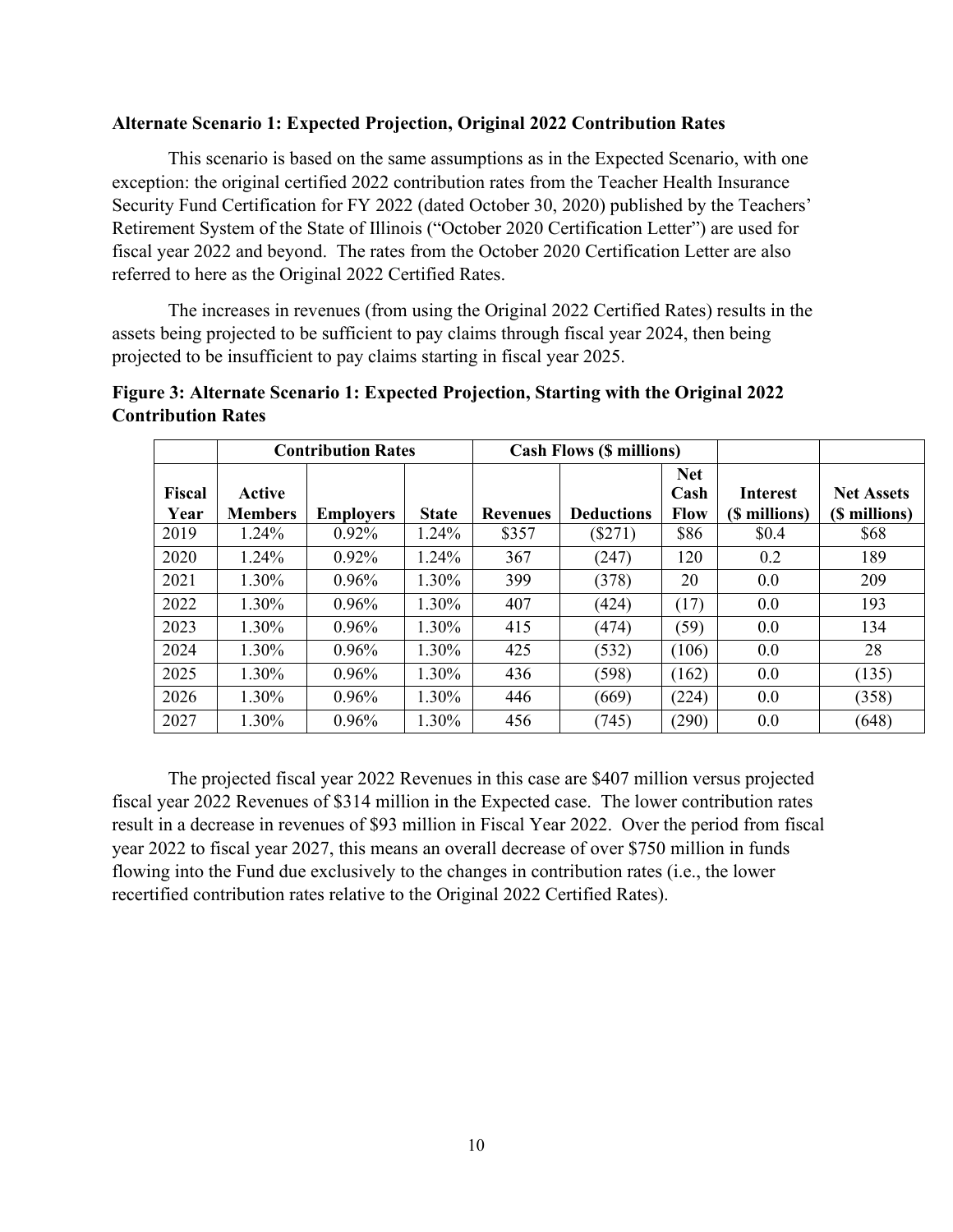**Alternate Scenario 1: Expected Projection, Original 2022 Contribution Rates**

This scenario is based on the same assumptions as in the Expected Scenario, with one exception: the original certified 2022 contribution rates from the Teacher Health Insurance Security Fund Certification for FY 2022 (dated October 30, 2020) published by the Teachers' Retirement System of the State of Illinois ("October 2020 Certification Letter") are used for fiscal year 2022 and beyond. The rates from the October 2020 Certification Letter are also referred to here as the Original 2022 Certified Rates.

The increases in revenues (from using the Original 2022 Certified Rates) results in the assets being projected to be sufficient to pay claims through fiscal year 2024, then being projected to be insufficient to pay claims starting in fiscal year 2025.

**Figure 3: Alternate Scenario 1: Expected Projection, Starting with the Original 2022 Contribution Rates**

| | Contribution Rates | | | Cash Flows ($ millions) | | | | |
|---|---|---|---|---|---|---|---|---|
| Fiscal Year | Active Members | Employers | State | Revenues | Deductions | Net Cash Flow | Interest ($ millions) | Net Assets ($ millions) |
| 2019 | 1.24% | 0.92% | 1.24% | $357 | ($271) | $86 | $0.4 | $68 |
| 2020 | 1.24% | 0.92% | 1.24% | 367 | (247) | 120 | 0.2 | 189 |
| 2021 | 1.30% | 0.96% | 1.30% | 399 | (378) | 20 | 0.0 | 209 |
| 2022 | 1.30% | 0.96% | 1.30% | 407 | (424) | (17) | 0.0 | 193 |
| 2023 | 1.30% | 0.96% | 1.30% | 415 | (474) | (59) | 0.0 | 134 |
| 2024 | 1.30% | 0.96% | 1.30% | 425 | (532) | (106) | 0.0 | 28 |
| 2025 | 1.30% | 0.96% | 1.30% | 436 | (598) | (162) | 0.0 | (135) |
| 2026 | 1.30% | 0.96% | 1.30% | 446 | (669) | (224) | 0.0 | (358) |
| 2027 | 1.30% | 0.96% | 1.30% | 456 | (745) | (290) | 0.0 | (648) |

The projected fiscal year 2022 Revenues in this case are $407 million versus projected fiscal year 2022 Revenues of $314 million in the Expected case. The lower contribution rates result in a decrease in revenues of $93 million in Fiscal Year 2022. Over the period from fiscal year 2022 to fiscal year 2027, this means an overall decrease of over $750 million in funds flowing into the Fund due exclusively to the changes in contribution rates (i.e., the lower recertified contribution rates relative to the Original 2022 Certified Rates).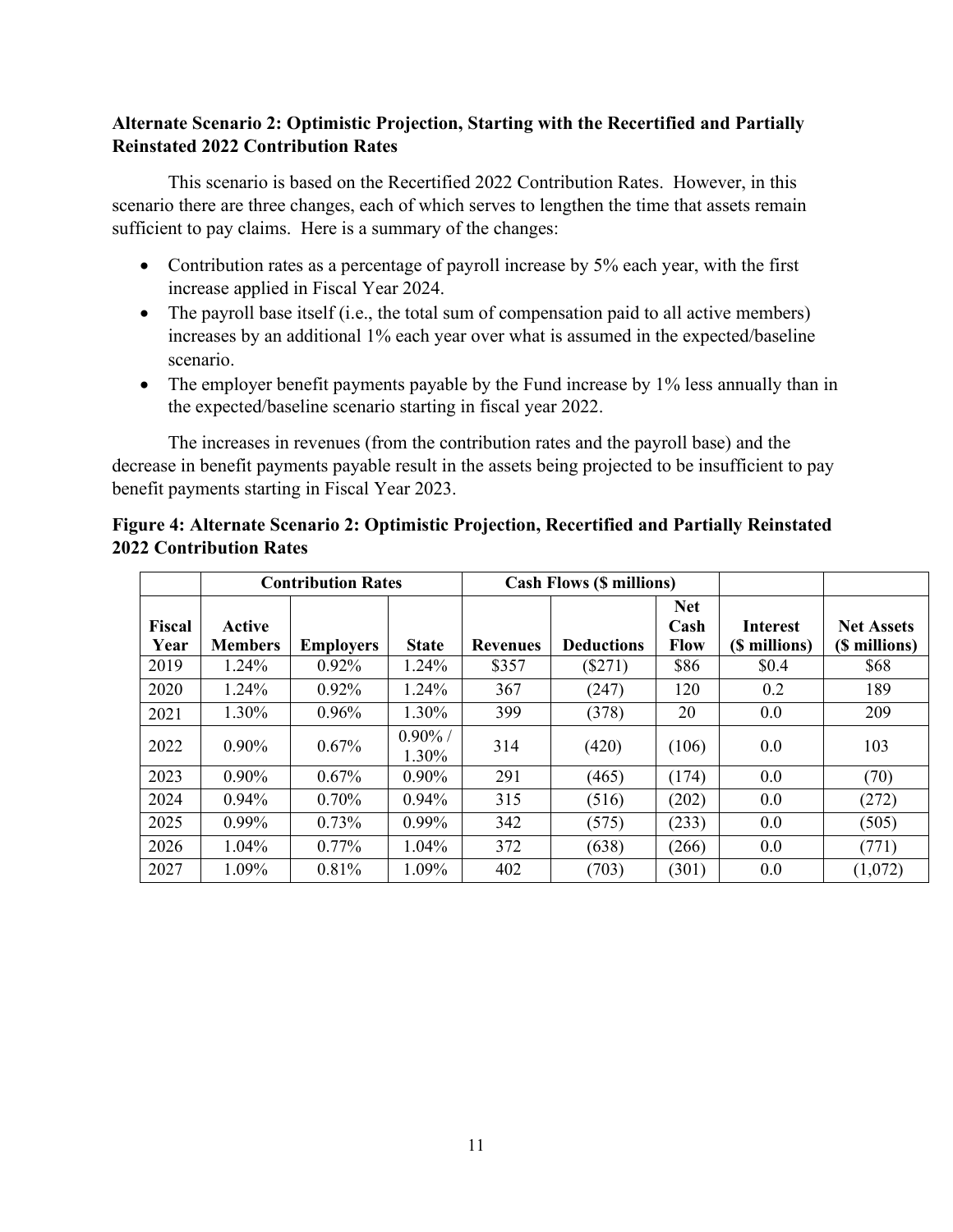### Alternate Scenario 2: Optimistic Projection, Starting with the Recertified and Partially Reinstated 2022 Contribution Rates

This scenario is based on the Recertified 2022 Contribution Rates. However, in this scenario there are three changes, each of which serves to lengthen the time that assets remain sufficient to pay claims. Here is a summary of the changes:

- Contribution rates as a percentage of payroll increase by 5% each year, with the first increase applied in Fiscal Year 2024.
- The payroll base itself (i.e., the total sum of compensation paid to all active members) increases by an additional 1% each year over what is assumed in the expected/baseline scenario.
- The employer benefit payments payable by the Fund increase by 1% less annually than in the expected/baseline scenario starting in fiscal year 2022.

The increases in revenues (from the contribution rates and the payroll base) and the decrease in benefit payments payable result in the assets being projected to be insufficient to pay benefit payments starting in Fiscal Year 2023.

**Figure 4: Alternate Scenario 2: Optimistic Projection, Recertified and Partially Reinstated 2022 Contribution Rates**

| | Contribution Rates | | | Cash Flows ($ millions) | | | | |
|---|---|---|---|---|---|---|---|---|
| Fiscal Year | Active Members | Employers | State | Revenues | Deductions | Net Cash Flow | Interest ($ millions) | Net Assets ($ millions) |
| 2019 | 1.24% | 0.92% | 1.24% | $357 | ($271) | $86 | $0.4 | $68 |
| 2020 | 1.24% | 0.92% | 1.24% | 367 | (247) | 120 | 0.2 | 189 |
| 2021 | 1.30% | 0.96% | 1.30% | 399 | (378) | 20 | 0.0 | 209 |
| 2022 | 0.90% | 0.67% | 0.90% / 1.30% | 314 | (420) | (106) | 0.0 | 103 |
| 2023 | 0.90% | 0.67% | 0.90% | 291 | (465) | (174) | 0.0 | (70) |
| 2024 | 0.94% | 0.70% | 0.94% | 315 | (516) | (202) | 0.0 | (272) |
| 2025 | 0.99% | 0.73% | 0.99% | 342 | (575) | (233) | 0.0 | (505) |
| 2026 | 1.04% | 0.77% | 1.04% | 372 | (638) | (266) | 0.0 | (771) |
| 2027 | 1.09% | 0.81% | 1.09% | 402 | (703) | (301) | 0.0 | (1,072) |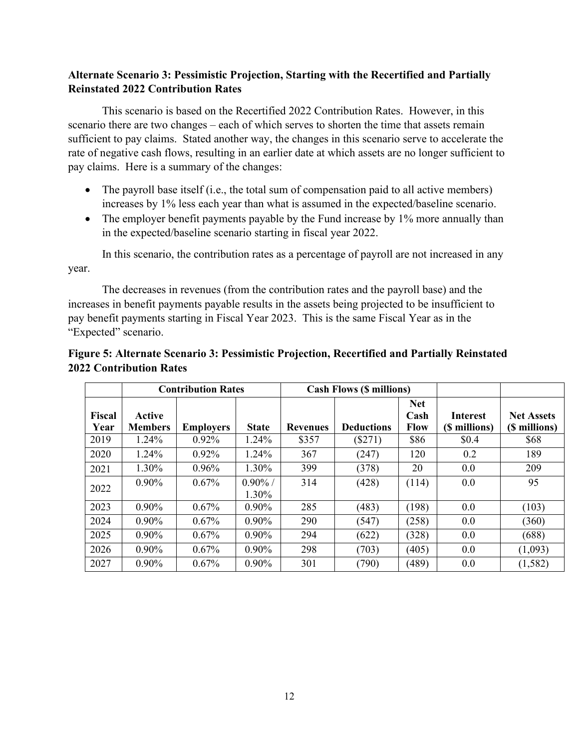**Alternate Scenario 3: Pessimistic Projection, Starting with the Recertified and Partially Reinstated 2022 Contribution Rates**

This scenario is based on the Recertified 2022 Contribution Rates. However, in this scenario there are two changes – each of which serves to shorten the time that assets remain sufficient to pay claims. Stated another way, the changes in this scenario serve to accelerate the rate of negative cash flows, resulting in an earlier date at which assets are no longer sufficient to pay claims. Here is a summary of the changes:

- The payroll base itself (i.e., the total sum of compensation paid to all active members) increases by 1% less each year than what is assumed in the expected/baseline scenario.
- The employer benefit payments payable by the Fund increase by 1% more annually than in the expected/baseline scenario starting in fiscal year 2022.

In this scenario, the contribution rates as a percentage of payroll are not increased in any year.

The decreases in revenues (from the contribution rates and the payroll base) and the increases in benefit payments payable results in the assets being projected to be insufficient to pay benefit payments starting in Fiscal Year 2023. This is the same Fiscal Year as in the "Expected" scenario.

**Figure 5: Alternate Scenario 3: Pessimistic Projection, Recertified and Partially Reinstated 2022 Contribution Rates**

| | Contribution Rates | | | Cash Flows ($ millions) | | | | |
|---|---|---|---|---|---|---|---|---|
| Fiscal Year | Active Members | Employers | State | Revenues | Deductions | Net Cash Flow | Interest ($ millions) | Net Assets ($ millions) |
| 2019 | 1.24% | 0.92% | 1.24% | $357 | ($271) | $86 | $0.4 | $68 |
| 2020 | 1.24% | 0.92% | 1.24% | 367 | (247) | 120 | 0.2 | 189 |
| 2021 | 1.30% | 0.96% | 1.30% | 399 | (378) | 20 | 0.0 | 209 |
| 2022 | 0.90% | 0.67% | 0.90% / 1.30% | 314 | (428) | (114) | 0.0 | 95 |
| 2023 | 0.90% | 0.67% | 0.90% | 285 | (483) | (198) | 0.0 | (103) |
| 2024 | 0.90% | 0.67% | 0.90% | 290 | (547) | (258) | 0.0 | (360) |
| 2025 | 0.90% | 0.67% | 0.90% | 294 | (622) | (328) | 0.0 | (688) |
| 2026 | 0.90% | 0.67% | 0.90% | 298 | (703) | (405) | 0.0 | (1,093) |
| 2027 | 0.90% | 0.67% | 0.90% | 301 | (790) | (489) | 0.0 | (1,582) |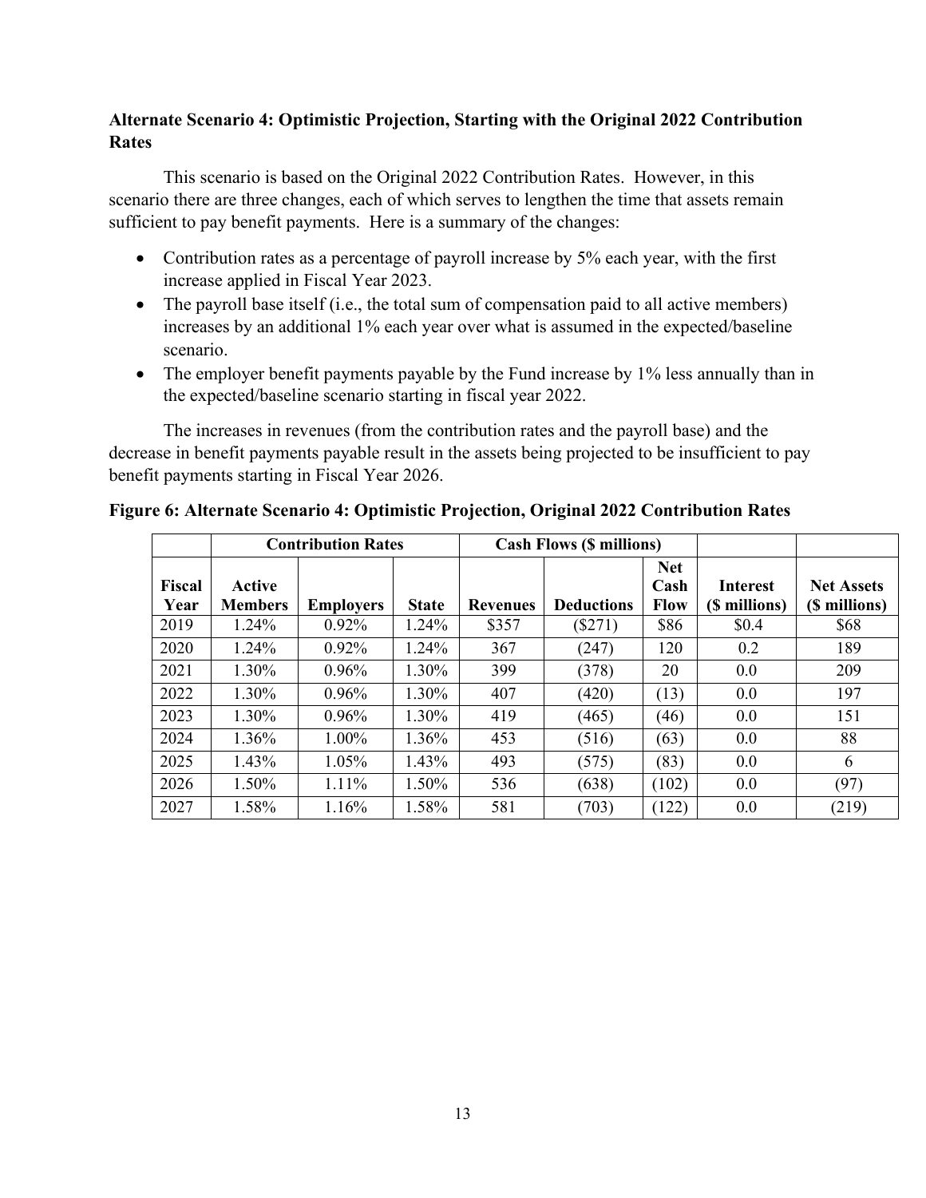### Alternate Scenario 4: Optimistic Projection, Starting with the Original 2022 Contribution Rates

This scenario is based on the Original 2022 Contribution Rates. However, in this scenario there are three changes, each of which serves to lengthen the time that assets remain sufficient to pay benefit payments. Here is a summary of the changes:

- Contribution rates as a percentage of payroll increase by 5% each year, with the first increase applied in Fiscal Year 2023.
- The payroll base itself (i.e., the total sum of compensation paid to all active members) increases by an additional 1% each year over what is assumed in the expected/baseline scenario.
- The employer benefit payments payable by the Fund increase by 1% less annually than in the expected/baseline scenario starting in fiscal year 2022.

The increases in revenues (from the contribution rates and the payroll base) and the decrease in benefit payments payable result in the assets being projected to be insufficient to pay benefit payments starting in Fiscal Year 2026.

**Figure 6: Alternate Scenario 4: Optimistic Projection, Original 2022 Contribution Rates**

| | Contribution Rates | | | Cash Flows ($ millions) | | | | |
|---|---|---|---|---|---|---|---|---|
| Fiscal Year | Active Members | Employers | State | Revenues | Deductions | Net Cash Flow | Interest ($ millions) | Net Assets ($ millions) |
| 2019 | 1.24% | 0.92% | 1.24% | $357 | ($271) | $86 | $0.4 | $68 |
| 2020 | 1.24% | 0.92% | 1.24% | 367 | (247) | 120 | 0.2 | 189 |
| 2021 | 1.30% | 0.96% | 1.30% | 399 | (378) | 20 | 0.0 | 209 |
| 2022 | 1.30% | 0.96% | 1.30% | 407 | (420) | (13) | 0.0 | 197 |
| 2023 | 1.30% | 0.96% | 1.30% | 419 | (465) | (46) | 0.0 | 151 |
| 2024 | 1.36% | 1.00% | 1.36% | 453 | (516) | (63) | 0.0 | 88 |
| 2025 | 1.43% | 1.05% | 1.43% | 493 | (575) | (83) | 0.0 | 6 |
| 2026 | 1.50% | 1.11% | 1.50% | 536 | (638) | (102) | 0.0 | (97) |
| 2027 | 1.58% | 1.16% | 1.58% | 581 | (703) | (122) | 0.0 | (219) |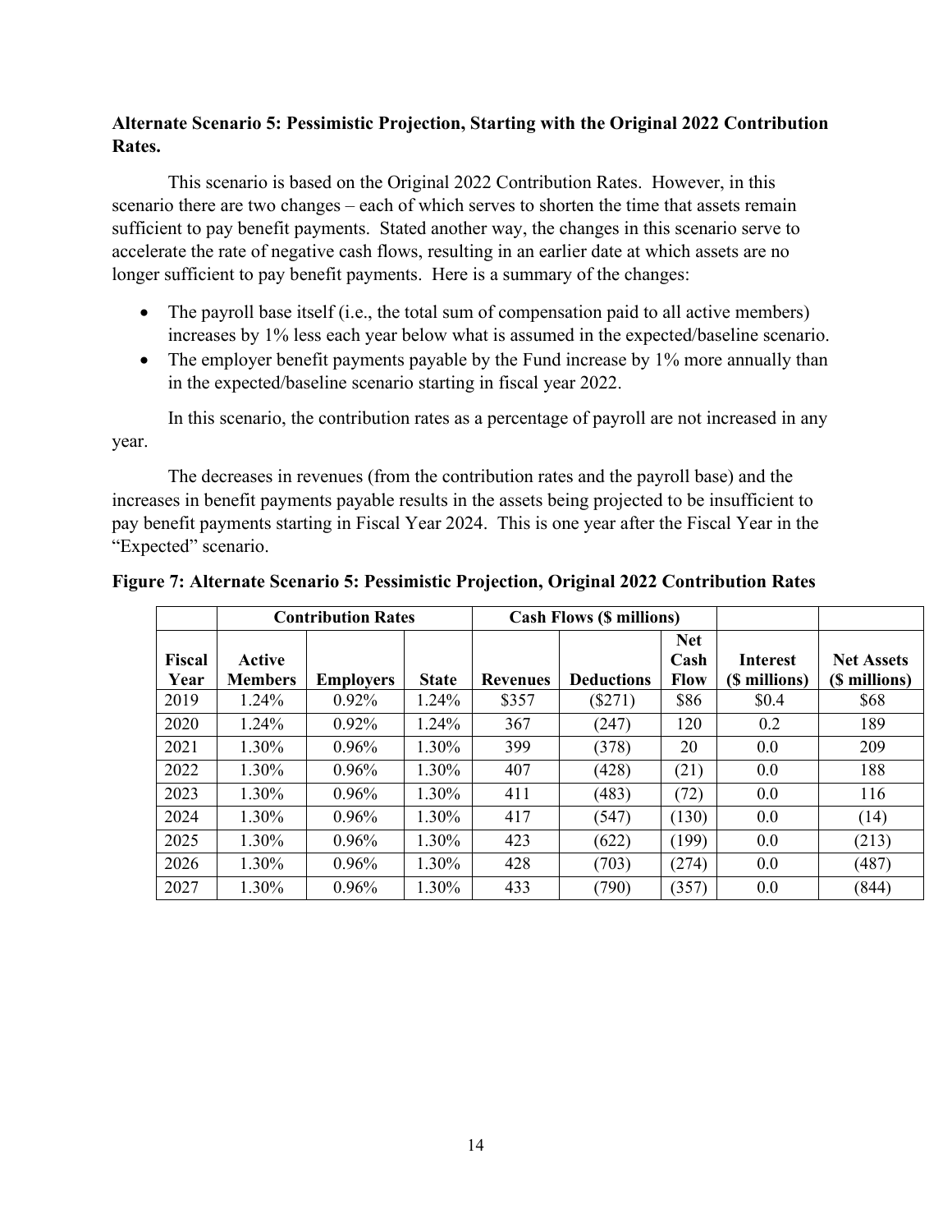**Alternate Scenario 5: Pessimistic Projection, Starting with the Original 2022 Contribution Rates.**

This scenario is based on the Original 2022 Contribution Rates. However, in this scenario there are two changes – each of which serves to shorten the time that assets remain sufficient to pay benefit payments. Stated another way, the changes in this scenario serve to accelerate the rate of negative cash flows, resulting in an earlier date at which assets are no longer sufficient to pay benefit payments. Here is a summary of the changes:

- The payroll base itself (i.e., the total sum of compensation paid to all active members) increases by 1% less each year below what is assumed in the expected/baseline scenario.
- The employer benefit payments payable by the Fund increase by 1% more annually than in the expected/baseline scenario starting in fiscal year 2022.

In this scenario, the contribution rates as a percentage of payroll are not increased in any year.

The decreases in revenues (from the contribution rates and the payroll base) and the increases in benefit payments payable results in the assets being projected to be insufficient to pay benefit payments starting in Fiscal Year 2024. This is one year after the Fiscal Year in the "Expected" scenario.

**Figure 7: Alternate Scenario 5: Pessimistic Projection, Original 2022 Contribution Rates**

| | Contribution Rates | | | Cash Flows ($ millions) | | | | |
|---|---|---|---|---|---|---|---|---|
| Fiscal Year | Active Members | Employers | State | Revenues | Deductions | Net Cash Flow | Interest ($ millions) | Net Assets ($ millions) |
| 2019 | 1.24% | 0.92% | 1.24% | $357 | ($271) | $86 | $0.4 | $68 |
| 2020 | 1.24% | 0.92% | 1.24% | 367 | (247) | 120 | 0.2 | 189 |
| 2021 | 1.30% | 0.96% | 1.30% | 399 | (378) | 20 | 0.0 | 209 |
| 2022 | 1.30% | 0.96% | 1.30% | 407 | (428) | (21) | 0.0 | 188 |
| 2023 | 1.30% | 0.96% | 1.30% | 411 | (483) | (72) | 0.0 | 116 |
| 2024 | 1.30% | 0.96% | 1.30% | 417 | (547) | (130) | 0.0 | (14) |
| 2025 | 1.30% | 0.96% | 1.30% | 423 | (622) | (199) | 0.0 | (213) |
| 2026 | 1.30% | 0.96% | 1.30% | 428 | (703) | (274) | 0.0 | (487) |
| 2027 | 1.30% | 0.96% | 1.30% | 433 | (790) | (357) | 0.0 | (844) |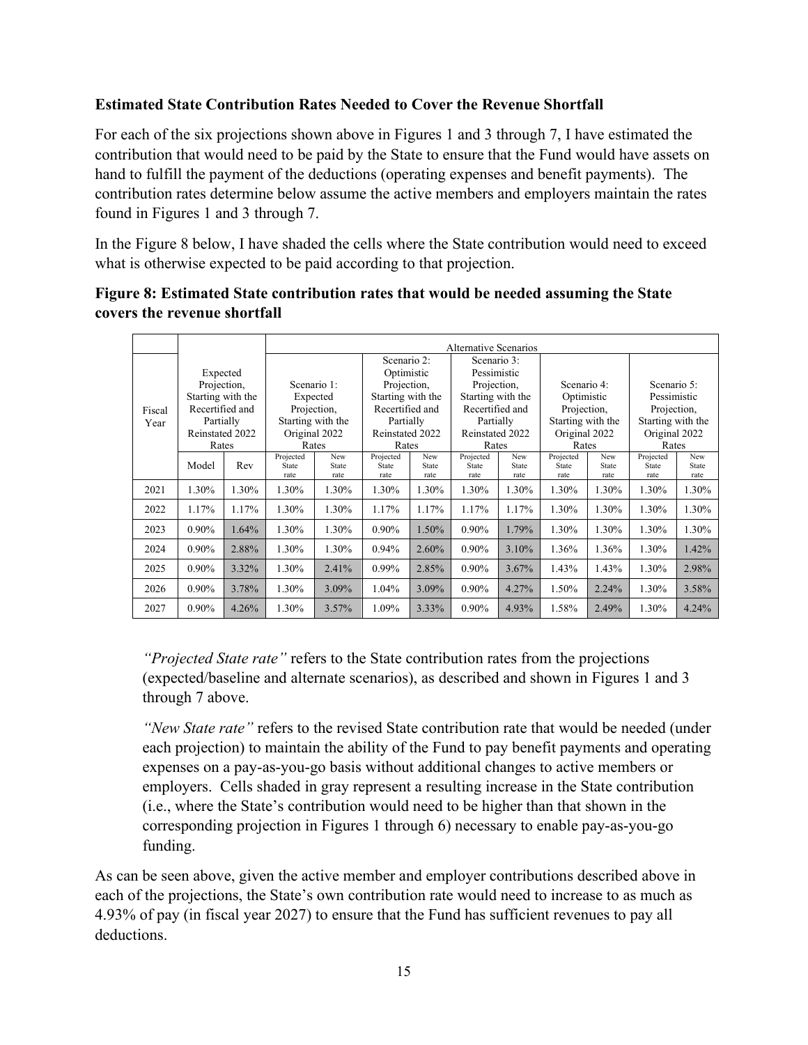### Estimated State Contribution Rates Needed to Cover the Revenue Shortfall

For each of the six projections shown above in Figures 1 and 3 through 7, I have estimated the contribution that would need to be paid by the State to ensure that the Fund would have assets on hand to fulfill the payment of the deductions (operating expenses and benefit payments). The contribution rates determine below assume the active members and employers maintain the rates found in Figures 1 and 3 through 7.

In the Figure 8 below, I have shaded the cells where the State contribution would need to exceed what is otherwise expected to be paid according to that projection.

**Figure 8: Estimated State contribution rates that would be needed assuming the State covers the revenue shortfall**

| | | | Alternative Scenarios | | | | | | | | | |
|---|---|---|---|---|---|---|---|---|---|---|---|---|
| Fiscal Year | Expected Projection, Starting with the Recertified and Partially Reinstated 2022 Rates | | Scenario 1: Expected Projection, Starting with the Original 2022 Rates | | Scenario 2: Optimistic Projection, Starting with the Recertified and Partially Reinstated 2022 Rates | | Scenario 3: Pessimistic Projection, Starting with the Recertified and Partially Reinstated 2022 Rates | | Scenario 4: Optimistic Projection, Starting with the Original 2022 Rates | | Scenario 5: Pessimistic Projection, Starting with the Original 2022 Rates | |
| | Model | Rev | Projected State rate | New State rate | Projected State rate | New State rate | Projected State rate | New State rate | Projected State rate | New State rate | Projected State rate | New State rate |
| 2021 | 1.30% | 1.30% | 1.30% | 1.30% | 1.30% | 1.30% | 1.30% | 1.30% | 1.30% | 1.30% | 1.30% | 1.30% |
| 2022 | 1.17% | 1.17% | 1.30% | 1.30% | 1.17% | 1.17% | 1.17% | 1.17% | 1.30% | 1.30% | 1.30% | 1.30% |
| 2023 | 0.90% | 1.64% | 1.30% | 1.30% | 0.90% | 1.50% | 0.90% | 1.79% | 1.30% | 1.30% | 1.30% | 1.30% |
| 2024 | 0.90% | 2.88% | 1.30% | 1.30% | 0.94% | 2.60% | 0.90% | 3.10% | 1.36% | 1.36% | 1.30% | 1.42% |
| 2025 | 0.90% | 3.32% | 1.30% | 2.41% | 0.99% | 2.85% | 0.90% | 3.67% | 1.43% | 1.43% | 1.30% | 2.98% |
| 2026 | 0.90% | 3.78% | 1.30% | 3.09% | 1.04% | 3.09% | 0.90% | 4.27% | 1.50% | 2.24% | 1.30% | 3.58% |
| 2027 | 0.90% | 4.26% | 1.30% | 3.57% | 1.09% | 3.33% | 0.90% | 4.93% | 1.58% | 2.49% | 1.30% | 4.24% |

*"Projected State rate"* refers to the State contribution rates from the projections (expected/baseline and alternate scenarios), as described and shown in Figures 1 and 3 through 7 above.

*"New State rate"* refers to the revised State contribution rate that would be needed (under each projection) to maintain the ability of the Fund to pay benefit payments and operating expenses on a pay-as-you-go basis without additional changes to active members or employers. Cells shaded in gray represent a resulting increase in the State contribution (i.e., where the State's contribution would need to be higher than that shown in the corresponding projection in Figures 1 through 6) necessary to enable pay-as-you-go funding.

As can be seen above, given the active member and employer contributions described above in each of the projections, the State's own contribution rate would need to increase to as much as 4.93% of pay (in fiscal year 2027) to ensure that the Fund has sufficient revenues to pay all deductions.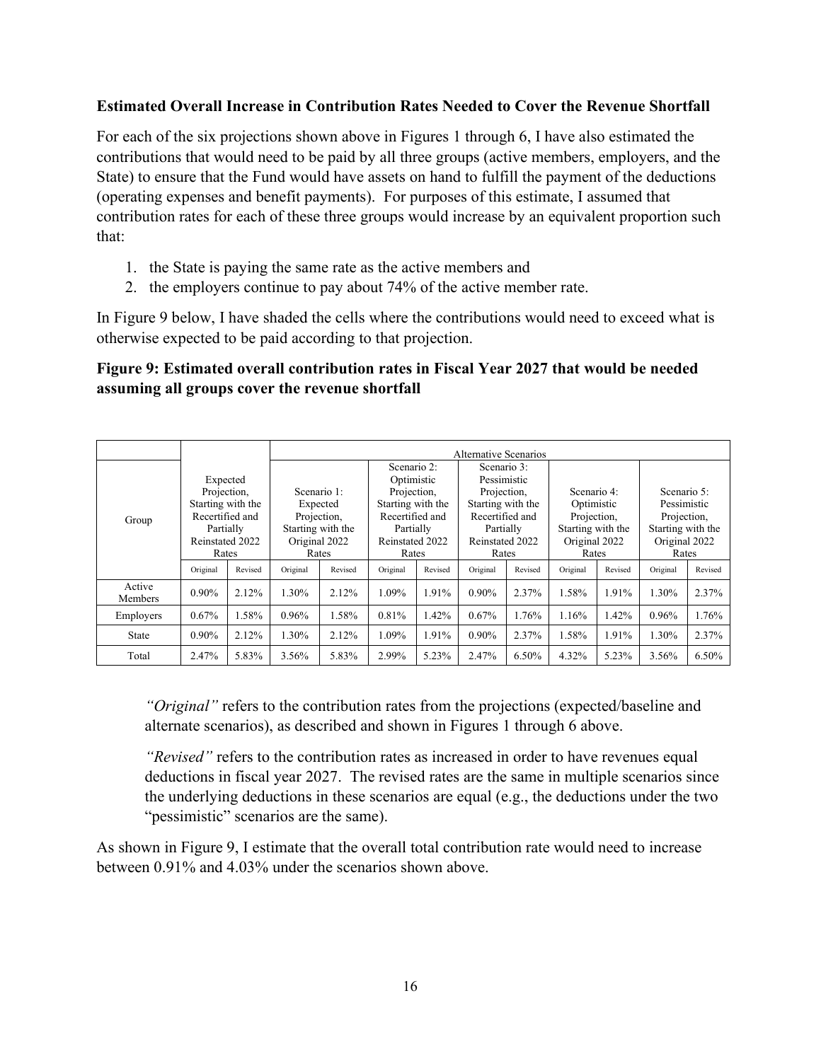**Estimated Overall Increase in Contribution Rates Needed to Cover the Revenue Shortfall**

For each of the six projections shown above in Figures 1 through 6, I have also estimated the contributions that would need to be paid by all three groups (active members, employers, and the State) to ensure that the Fund would have assets on hand to fulfill the payment of the deductions (operating expenses and benefit payments). For purposes of this estimate, I assumed that contribution rates for each of these three groups would increase by an equivalent proportion such that:

1. the State is paying the same rate as the active members and
2. the employers continue to pay about 74% of the active member rate.

In Figure 9 below, I have shaded the cells where the contributions would need to exceed what is otherwise expected to be paid according to that projection.

**Figure 9: Estimated overall contribution rates in Fiscal Year 2027 that would be needed assuming all groups cover the revenue shortfall**

| | | | Alternative Scenarios | | | | | | | | | |
|---|---|---|---|---|---|---|---|---|---|---|---|---|
| Group | Expected Projection, Starting with the Recertified and Partially Reinstated 2022 Rates | | Scenario 1: Expected Projection, Starting with the Original 2022 Rates | | Scenario 2: Optimistic Projection, Starting with the Recertified and Partially Reinstated 2022 Rates | | Scenario 3: Pessimistic Projection, Starting with the Recertified and Partially Reinstated 2022 Rates | | Scenario 4: Optimistic Projection, Starting with the Original 2022 Rates | | Scenario 5: Pessimistic Projection, Starting with the Original 2022 Rates | |
| | Original | Revised | Original | Revised | Original | Revised | Original | Revised | Original | Revised | Original | Revised |
| Active Members | 0.90% | 2.12% | 1.30% | 2.12% | 1.09% | 1.91% | 0.90% | 2.37% | 1.58% | 1.91% | 1.30% | 2.37% |
| Employers | 0.67% | 1.58% | 0.96% | 1.58% | 0.81% | 1.42% | 0.67% | 1.76% | 1.16% | 1.42% | 0.96% | 1.76% |
| State | 0.90% | 2.12% | 1.30% | 2.12% | 1.09% | 1.91% | 0.90% | 2.37% | 1.58% | 1.91% | 1.30% | 2.37% |
| Total | 2.47% | 5.83% | 3.56% | 5.83% | 2.99% | 5.23% | 2.47% | 6.50% | 4.32% | 5.23% | 3.56% | 6.50% |

*"Original"* refers to the contribution rates from the projections (expected/baseline and alternate scenarios), as described and shown in Figures 1 through 6 above.

*"Revised"* refers to the contribution rates as increased in order to have revenues equal deductions in fiscal year 2027. The revised rates are the same in multiple scenarios since the underlying deductions in these scenarios are equal (e.g., the deductions under the two "pessimistic" scenarios are the same).

As shown in Figure 9, I estimate that the overall total contribution rate would need to increase between 0.91% and 4.03% under the scenarios shown above.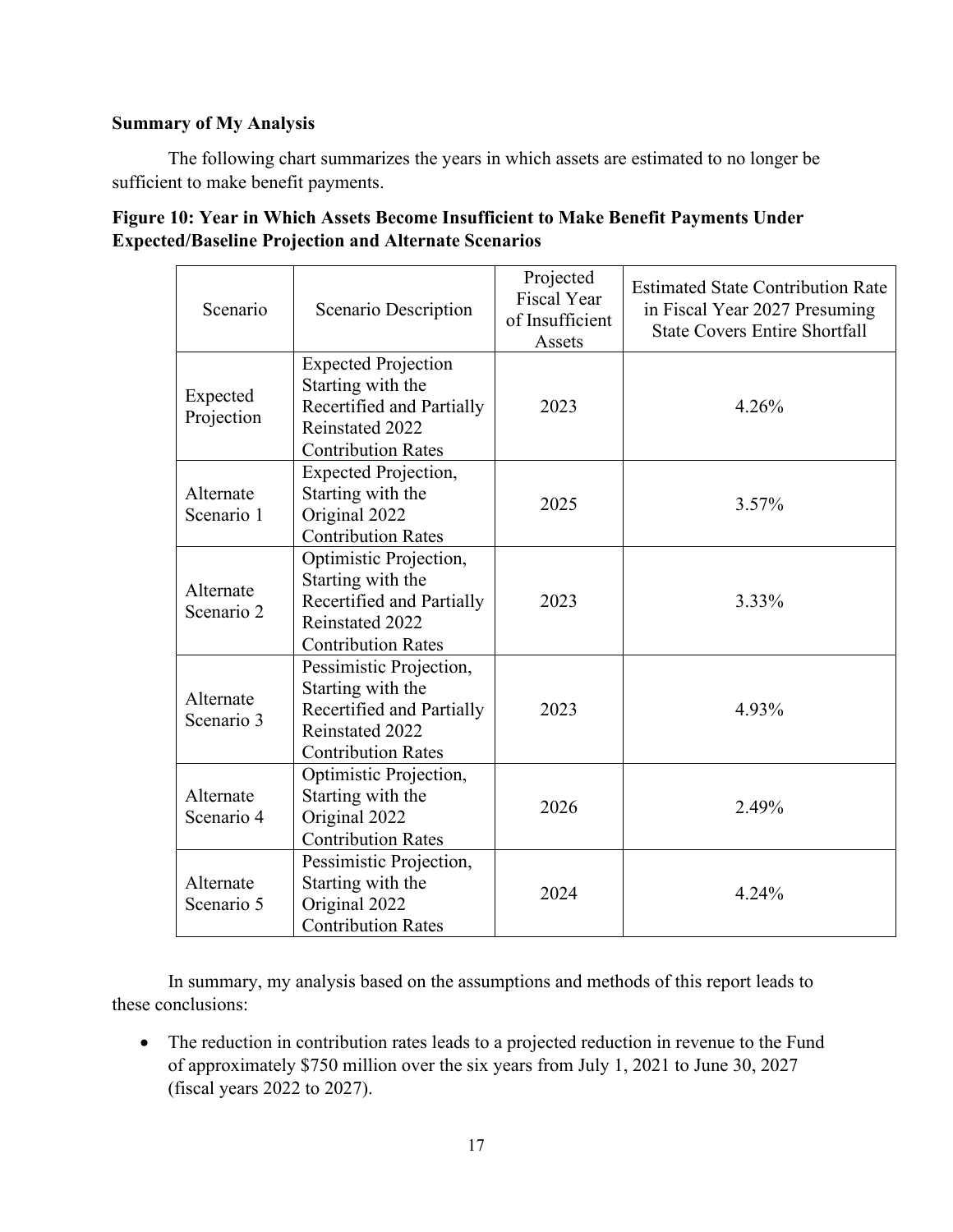**Summary of My Analysis**

The following chart summarizes the years in which assets are estimated to no longer be sufficient to make benefit payments.

**Figure 10: Year in Which Assets Become Insufficient to Make Benefit Payments Under Expected/Baseline Projection and Alternate Scenarios**

| Scenario | Scenario Description | Projected Fiscal Year of Insufficient Assets | Estimated State Contribution Rate in Fiscal Year 2027 Presuming State Covers Entire Shortfall |
|---|---|---|---|
| Expected Projection | Expected Projection Starting with the Recertified and Partially Reinstated 2022 Contribution Rates | 2023 | 4.26% |
| Alternate Scenario 1 | Expected Projection, Starting with the Original 2022 Contribution Rates | 2025 | 3.57% |
| Alternate Scenario 2 | Optimistic Projection, Starting with the Recertified and Partially Reinstated 2022 Contribution Rates | 2023 | 3.33% |
| Alternate Scenario 3 | Pessimistic Projection, Starting with the Recertified and Partially Reinstated 2022 Contribution Rates | 2023 | 4.93% |
| Alternate Scenario 4 | Optimistic Projection, Starting with the Original 2022 Contribution Rates | 2026 | 2.49% |
| Alternate Scenario 5 | Pessimistic Projection, Starting with the Original 2022 Contribution Rates | 2024 | 4.24% |

In summary, my analysis based on the assumptions and methods of this report leads to these conclusions:

- The reduction in contribution rates leads to a projected reduction in revenue to the Fund of approximately $750 million over the six years from July 1, 2021 to June 30, 2027 (fiscal years 2022 to 2027).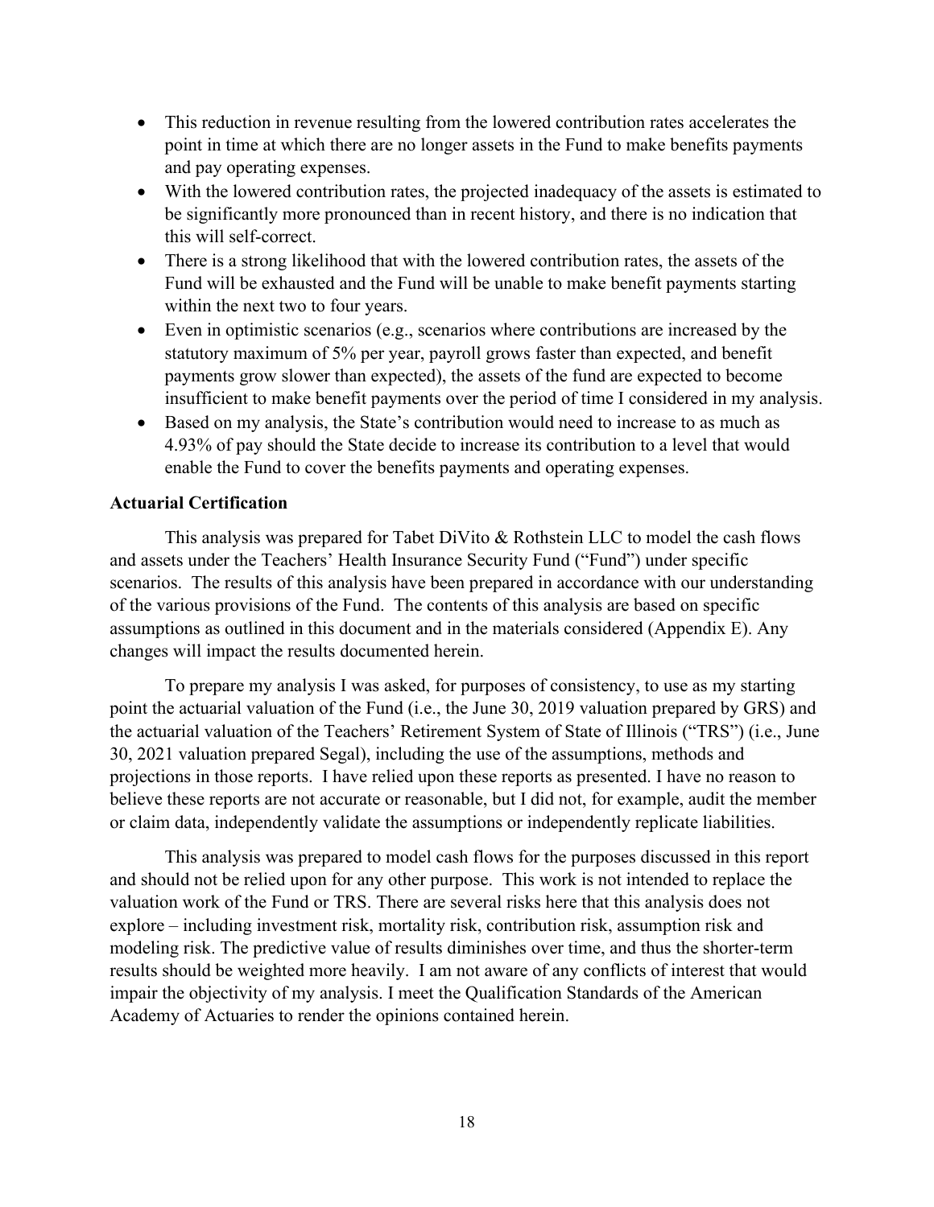- This reduction in revenue resulting from the lowered contribution rates accelerates the point in time at which there are no longer assets in the Fund to make benefits payments and pay operating expenses.
- With the lowered contribution rates, the projected inadequacy of the assets is estimated to be significantly more pronounced than in recent history, and there is no indication that this will self-correct.
- There is a strong likelihood that with the lowered contribution rates, the assets of the Fund will be exhausted and the Fund will be unable to make benefit payments starting within the next two to four years.
- Even in optimistic scenarios (e.g., scenarios where contributions are increased by the statutory maximum of 5% per year, payroll grows faster than expected, and benefit payments grow slower than expected), the assets of the fund are expected to become insufficient to make benefit payments over the period of time I considered in my analysis.
- Based on my analysis, the State's contribution would need to increase to as much as 4.93% of pay should the State decide to increase its contribution to a level that would enable the Fund to cover the benefits payments and operating expenses.

**Actuarial Certification**

This analysis was prepared for Tabet DiVito & Rothstein LLC to model the cash flows and assets under the Teachers' Health Insurance Security Fund ("Fund") under specific scenarios. The results of this analysis have been prepared in accordance with our understanding of the various provisions of the Fund. The contents of this analysis are based on specific assumptions as outlined in this document and in the materials considered (Appendix E). Any changes will impact the results documented herein.

To prepare my analysis I was asked, for purposes of consistency, to use as my starting point the actuarial valuation of the Fund (i.e., the June 30, 2019 valuation prepared by GRS) and the actuarial valuation of the Teachers' Retirement System of State of Illinois ("TRS") (i.e., June 30, 2021 valuation prepared Segal), including the use of the assumptions, methods and projections in those reports. I have relied upon these reports as presented. I have no reason to believe these reports are not accurate or reasonable, but I did not, for example, audit the member or claim data, independently validate the assumptions or independently replicate liabilities.

This analysis was prepared to model cash flows for the purposes discussed in this report and should not be relied upon for any other purpose. This work is not intended to replace the valuation work of the Fund or TRS. There are several risks here that this analysis does not explore – including investment risk, mortality risk, contribution risk, assumption risk and modeling risk. The predictive value of results diminishes over time, and thus the shorter-term results should be weighted more heavily. I am not aware of any conflicts of interest that would impair the objectivity of my analysis. I meet the Qualification Standards of the American Academy of Actuaries to render the opinions contained herein.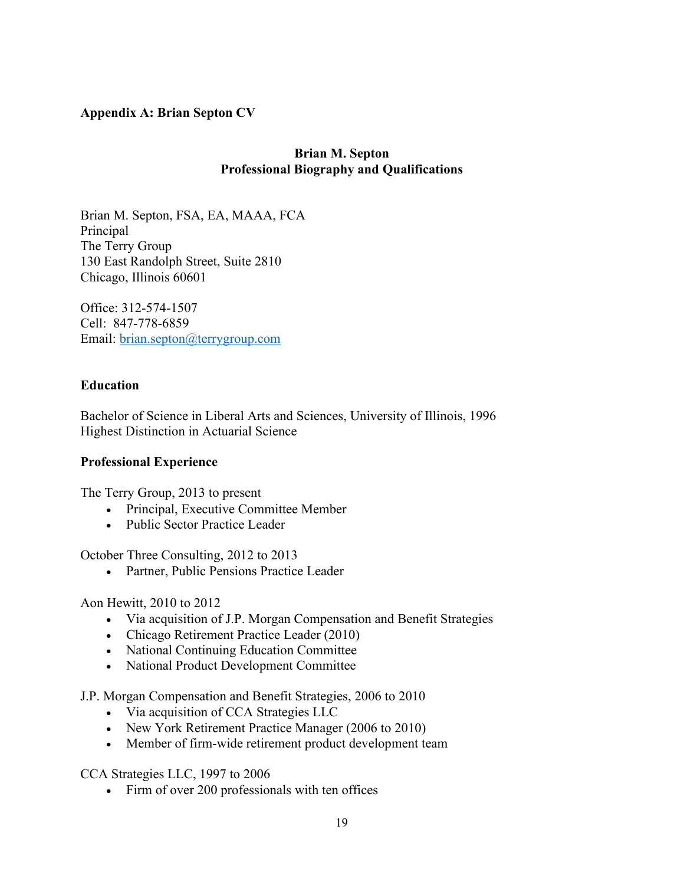**Appendix A: Brian Septon CV**

## Brian M. Septon
## Professional Biography and Qualifications

Brian M. Septon, FSA, EA, MAAA, FCA
Principal
The Terry Group
130 East Randolph Street, Suite 2810
Chicago, Illinois 60601

Office: 312-574-1507
Cell: 847-778-6859
Email: brian.septon@terrygroup.com

### Education

Bachelor of Science in Liberal Arts and Sciences, University of Illinois, 1996
Highest Distinction in Actuarial Science

### Professional Experience

The Terry Group, 2013 to present

- Principal, Executive Committee Member
- Public Sector Practice Leader

October Three Consulting, 2012 to 2013

- Partner, Public Pensions Practice Leader

Aon Hewitt, 2010 to 2012

- Via acquisition of J.P. Morgan Compensation and Benefit Strategies
- Chicago Retirement Practice Leader (2010)
- National Continuing Education Committee
- National Product Development Committee

J.P. Morgan Compensation and Benefit Strategies, 2006 to 2010

- Via acquisition of CCA Strategies LLC
- New York Retirement Practice Manager (2006 to 2010)
- Member of firm-wide retirement product development team

CCA Strategies LLC, 1997 to 2006

- Firm of over 200 professionals with ten offices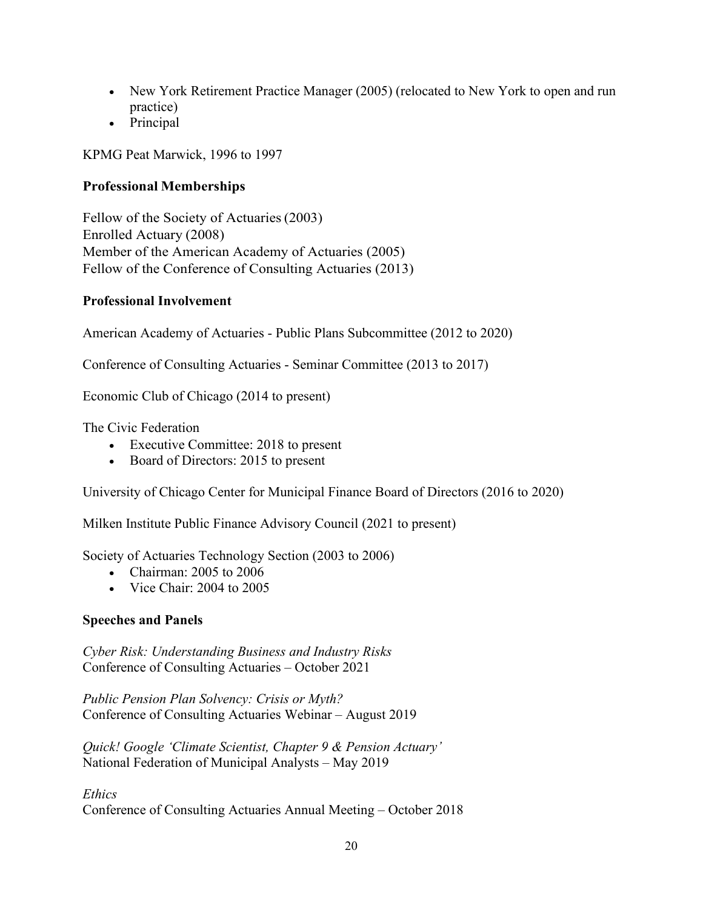- New York Retirement Practice Manager (2005) (relocated to New York to open and run practice)
- Principal

KPMG Peat Marwick, 1996 to 1997

**Professional Memberships**

Fellow of the Society of Actuaries (2003)
Enrolled Actuary (2008)
Member of the American Academy of Actuaries (2005)
Fellow of the Conference of Consulting Actuaries (2013)

**Professional Involvement**

American Academy of Actuaries - Public Plans Subcommittee (2012 to 2020)

Conference of Consulting Actuaries - Seminar Committee (2013 to 2017)

Economic Club of Chicago (2014 to present)

The Civic Federation

- Executive Committee: 2018 to present
- Board of Directors: 2015 to present

University of Chicago Center for Municipal Finance Board of Directors (2016 to 2020)

Milken Institute Public Finance Advisory Council (2021 to present)

Society of Actuaries Technology Section (2003 to 2006)

- Chairman: 2005 to 2006
- Vice Chair: 2004 to 2005

**Speeches and Panels**

*Cyber Risk: Understanding Business and Industry Risks*
Conference of Consulting Actuaries – October 2021

*Public Pension Plan Solvency: Crisis or Myth?*
Conference of Consulting Actuaries Webinar – August 2019

*Quick! Google 'Climate Scientist, Chapter 9 & Pension Actuary'*
National Federation of Municipal Analysts – May 2019

*Ethics*
Conference of Consulting Actuaries Annual Meeting – October 2018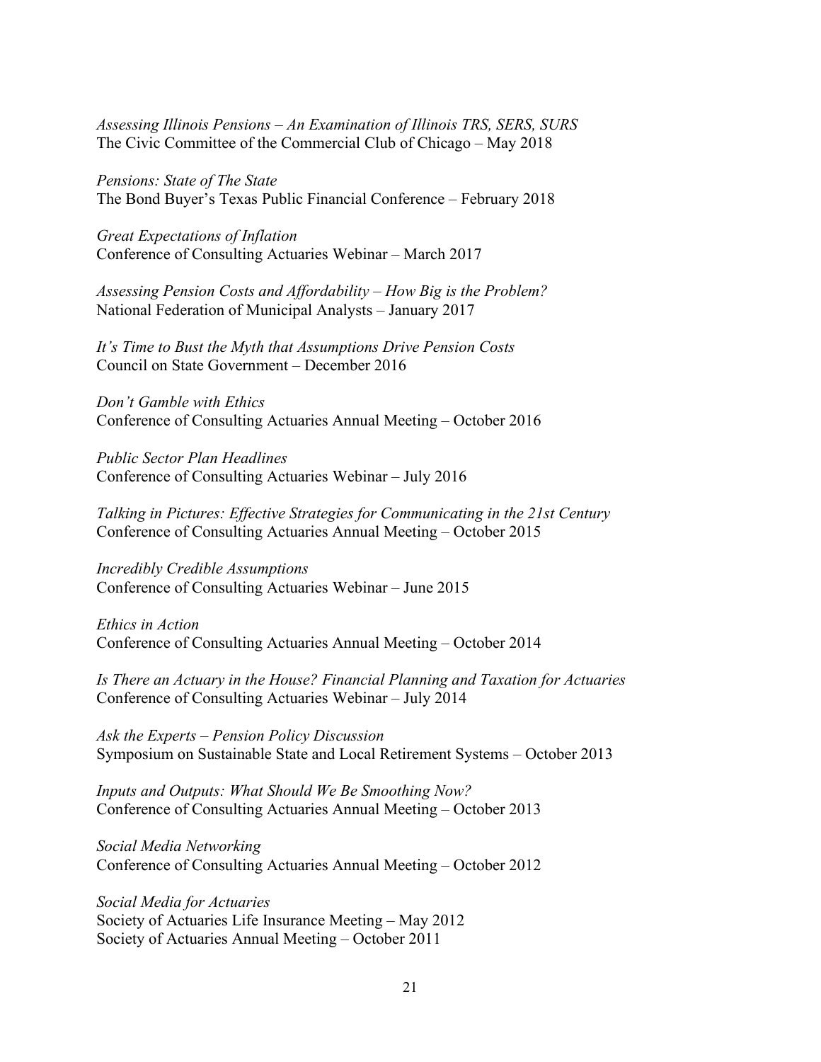*Assessing Illinois Pensions – An Examination of Illinois TRS, SERS, SURS*
The Civic Committee of the Commercial Club of Chicago – May 2018

*Pensions: State of The State*
The Bond Buyer's Texas Public Financial Conference – February 2018

*Great Expectations of Inflation*
Conference of Consulting Actuaries Webinar – March 2017

*Assessing Pension Costs and Affordability – How Big is the Problem?*
National Federation of Municipal Analysts – January 2017

*It's Time to Bust the Myth that Assumptions Drive Pension Costs*
Council on State Government – December 2016

*Don't Gamble with Ethics*
Conference of Consulting Actuaries Annual Meeting – October 2016

*Public Sector Plan Headlines*
Conference of Consulting Actuaries Webinar – July 2016

*Talking in Pictures: Effective Strategies for Communicating in the 21st Century*
Conference of Consulting Actuaries Annual Meeting – October 2015

*Incredibly Credible Assumptions*
Conference of Consulting Actuaries Webinar – June 2015

*Ethics in Action*
Conference of Consulting Actuaries Annual Meeting – October 2014

*Is There an Actuary in the House? Financial Planning and Taxation for Actuaries*
Conference of Consulting Actuaries Webinar – July 2014

*Ask the Experts – Pension Policy Discussion*
Symposium on Sustainable State and Local Retirement Systems – October 2013

*Inputs and Outputs: What Should We Be Smoothing Now?*
Conference of Consulting Actuaries Annual Meeting – October 2013

*Social Media Networking*
Conference of Consulting Actuaries Annual Meeting – October 2012

*Social Media for Actuaries*
Society of Actuaries Life Insurance Meeting – May 2012
Society of Actuaries Annual Meeting – October 2011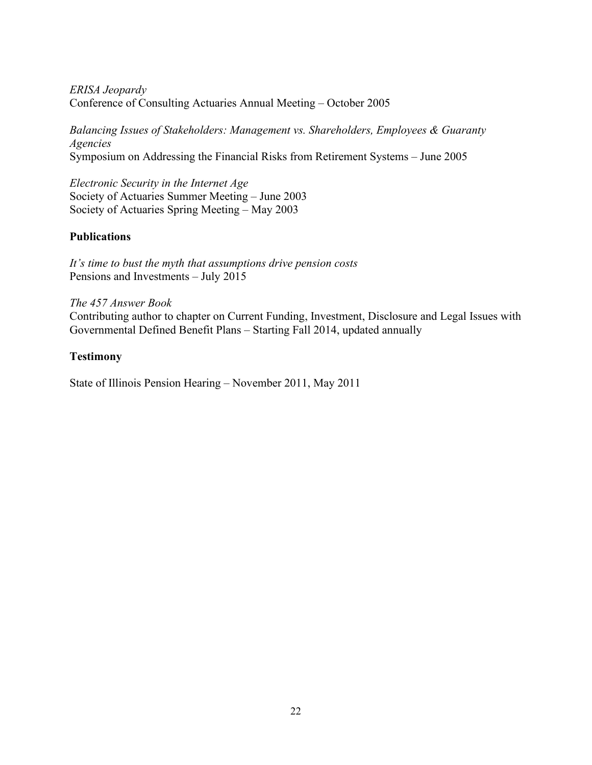*ERISA Jeopardy*
Conference of Consulting Actuaries Annual Meeting – October 2005

*Balancing Issues of Stakeholders: Management vs. Shareholders, Employees & Guaranty Agencies*
Symposium on Addressing the Financial Risks from Retirement Systems – June 2005

*Electronic Security in the Internet Age*
Society of Actuaries Summer Meeting – June 2003
Society of Actuaries Spring Meeting – May 2003

**Publications**

*It's time to bust the myth that assumptions drive pension costs*
Pensions and Investments – July 2015

*The 457 Answer Book*
Contributing author to chapter on Current Funding, Investment, Disclosure and Legal Issues with Governmental Defined Benefit Plans – Starting Fall 2014, updated annually

**Testimony**

State of Illinois Pension Hearing – November 2011, May 2011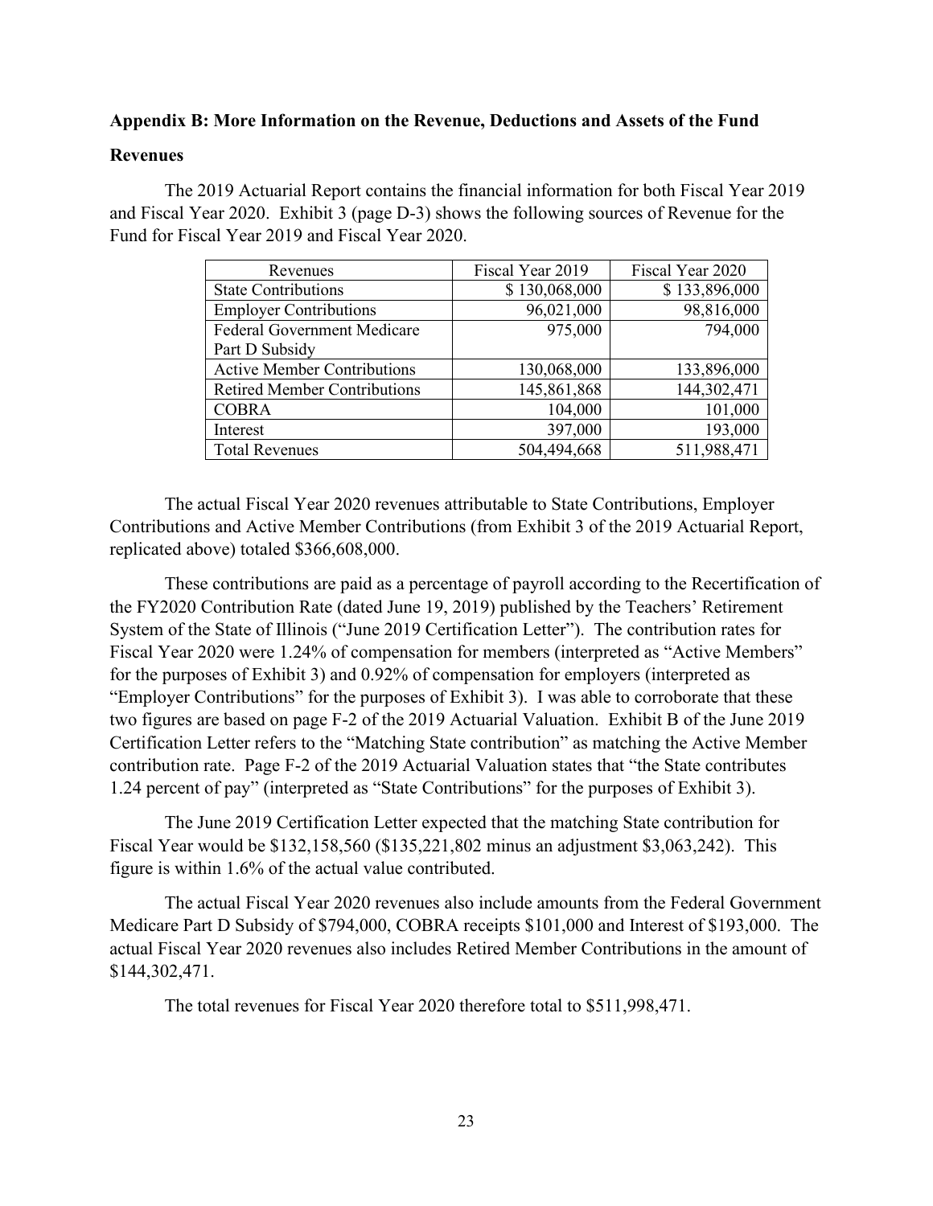**Appendix B: More Information on the Revenue, Deductions and Assets of the Fund**

**Revenues**

The 2019 Actuarial Report contains the financial information for both Fiscal Year 2019 and Fiscal Year 2020. Exhibit 3 (page D-3) shows the following sources of Revenue for the Fund for Fiscal Year 2019 and Fiscal Year 2020.

| Revenues | Fiscal Year 2019 | Fiscal Year 2020 |
|---|---|---|
| State Contributions | $ 130,068,000 | $ 133,896,000 |
| Employer Contributions | 96,021,000 | 98,816,000 |
| Federal Government Medicare Part D Subsidy | 975,000 | 794,000 |
| Active Member Contributions | 130,068,000 | 133,896,000 |
| Retired Member Contributions | 145,861,868 | 144,302,471 |
| COBRA | 104,000 | 101,000 |
| Interest | 397,000 | 193,000 |
| Total Revenues | 504,494,668 | 511,988,471 |

The actual Fiscal Year 2020 revenues attributable to State Contributions, Employer Contributions and Active Member Contributions (from Exhibit 3 of the 2019 Actuarial Report, replicated above) totaled $366,608,000.

These contributions are paid as a percentage of payroll according to the Recertification of the FY2020 Contribution Rate (dated June 19, 2019) published by the Teachers' Retirement System of the State of Illinois ("June 2019 Certification Letter"). The contribution rates for Fiscal Year 2020 were 1.24% of compensation for members (interpreted as "Active Members" for the purposes of Exhibit 3) and 0.92% of compensation for employers (interpreted as "Employer Contributions" for the purposes of Exhibit 3). I was able to corroborate that these two figures are based on page F-2 of the 2019 Actuarial Valuation. Exhibit B of the June 2019 Certification Letter refers to the "Matching State contribution" as matching the Active Member contribution rate. Page F-2 of the 2019 Actuarial Valuation states that "the State contributes 1.24 percent of pay" (interpreted as "State Contributions" for the purposes of Exhibit 3).

The June 2019 Certification Letter expected that the matching State contribution for Fiscal Year would be $132,158,560 ($135,221,802 minus an adjustment $3,063,242). This figure is within 1.6% of the actual value contributed.

The actual Fiscal Year 2020 revenues also include amounts from the Federal Government Medicare Part D Subsidy of $794,000, COBRA receipts $101,000 and Interest of $193,000. The actual Fiscal Year 2020 revenues also includes Retired Member Contributions in the amount of $144,302,471.

The total revenues for Fiscal Year 2020 therefore total to $511,998,471.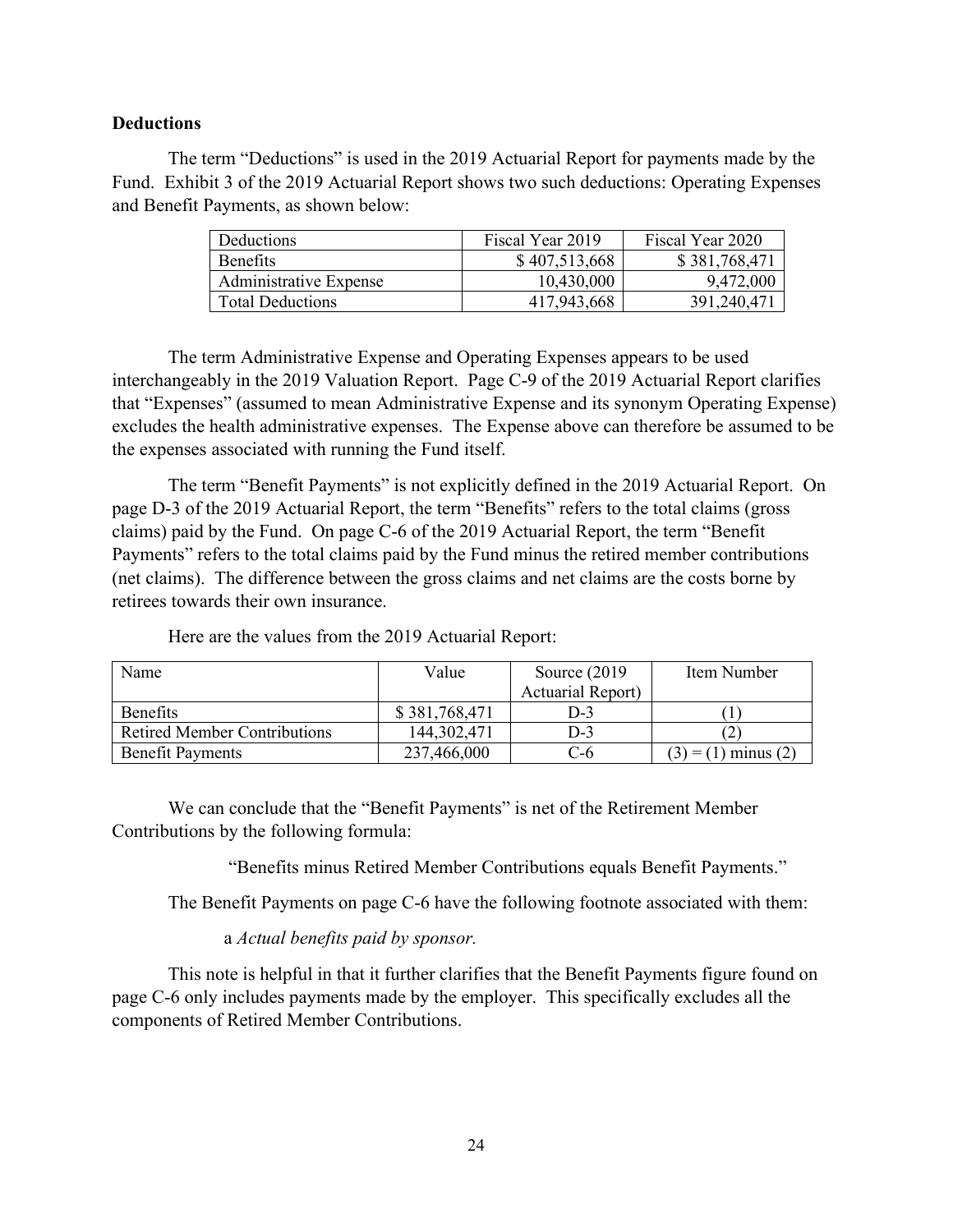**Deductions**

The term "Deductions" is used in the 2019 Actuarial Report for payments made by the Fund. Exhibit 3 of the 2019 Actuarial Report shows two such deductions: Operating Expenses and Benefit Payments, as shown below:

| Deductions | Fiscal Year 2019 | Fiscal Year 2020 |
|---|---|---|
| Benefits | $ 407,513,668 | $ 381,768,471 |
| Administrative Expense | 10,430,000 | 9,472,000 |
| Total Deductions | 417,943,668 | 391,240,471 |

The term Administrative Expense and Operating Expenses appears to be used interchangeably in the 2019 Valuation Report. Page C-9 of the 2019 Actuarial Report clarifies that "Expenses" (assumed to mean Administrative Expense and its synonym Operating Expense) excludes the health administrative expenses. The Expense above can therefore be assumed to be the expenses associated with running the Fund itself.

The term "Benefit Payments" is not explicitly defined in the 2019 Actuarial Report. On page D-3 of the 2019 Actuarial Report, the term "Benefits" refers to the total claims (gross claims) paid by the Fund. On page C-6 of the 2019 Actuarial Report, the term "Benefit Payments" refers to the total claims paid by the Fund minus the retired member contributions (net claims). The difference between the gross claims and net claims are the costs borne by retirees towards their own insurance.

Here are the values from the 2019 Actuarial Report:

| Name | Value | Source (2019 Actuarial Report) | Item Number |
|---|---|---|---|
| Benefits | $ 381,768,471 | D-3 | (1) |
| Retired Member Contributions | 144,302,471 | D-3 | (2) |
| Benefit Payments | 237,466,000 | C-6 | (3) = (1) minus (2) |

We can conclude that the "Benefit Payments" is net of the Retirement Member Contributions by the following formula:

"Benefits minus Retired Member Contributions equals Benefit Payments."

The Benefit Payments on page C-6 have the following footnote associated with them:

a *Actual benefits paid by sponsor.*

This note is helpful in that it further clarifies that the Benefit Payments figure found on page C-6 only includes payments made by the employer. This specifically excludes all the components of Retired Member Contributions.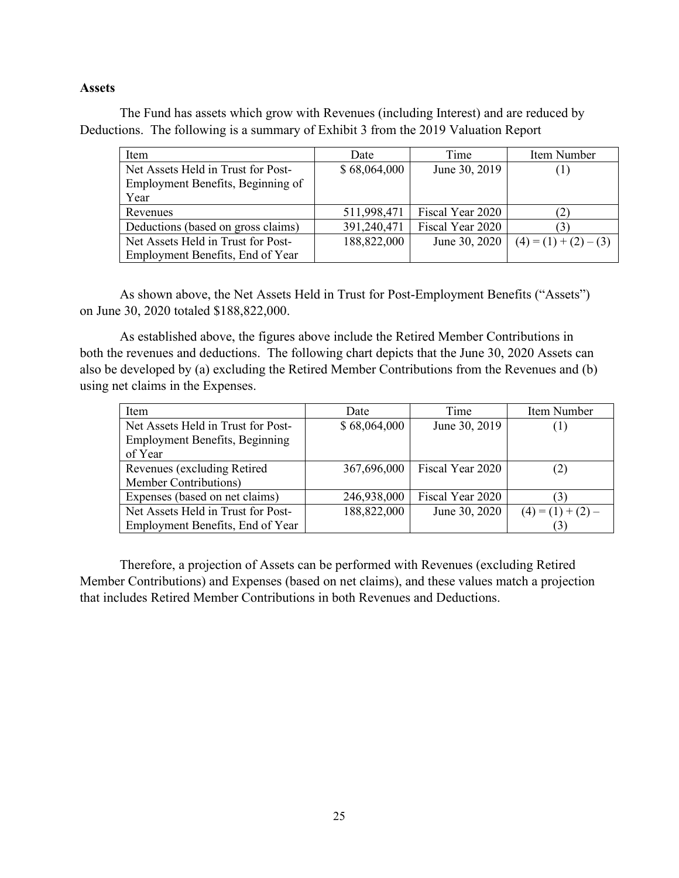**Assets**

The Fund has assets which grow with Revenues (including Interest) and are reduced by Deductions. The following is a summary of Exhibit 3 from the 2019 Valuation Report

| Item | Date | Time | Item Number |
|---|---|---|---|
| Net Assets Held in Trust for Post-Employment Benefits, Beginning of Year | $ 68,064,000 | June 30, 2019 | (1) |
| Revenues | 511,998,471 | Fiscal Year 2020 | (2) |
| Deductions (based on gross claims) | 391,240,471 | Fiscal Year 2020 | (3) |
| Net Assets Held in Trust for Post-Employment Benefits, End of Year | 188,822,000 | June 30, 2020 | (4) = (1) + (2) – (3) |

As shown above, the Net Assets Held in Trust for Post-Employment Benefits ("Assets") on June 30, 2020 totaled $188,822,000.

As established above, the figures above include the Retired Member Contributions in both the revenues and deductions. The following chart depicts that the June 30, 2020 Assets can also be developed by (a) excluding the Retired Member Contributions from the Revenues and (b) using net claims in the Expenses.

| Item | Date | Time | Item Number |
|---|---|---|---|
| Net Assets Held in Trust for Post-Employment Benefits, Beginning of Year | $ 68,064,000 | June 30, 2019 | (1) |
| Revenues (excluding Retired Member Contributions) | 367,696,000 | Fiscal Year 2020 | (2) |
| Expenses (based on net claims) | 246,938,000 | Fiscal Year 2020 | (3) |
| Net Assets Held in Trust for Post-Employment Benefits, End of Year | 188,822,000 | June 30, 2020 | (4) = (1) + (2) – (3) |

Therefore, a projection of Assets can be performed with Revenues (excluding Retired Member Contributions) and Expenses (based on net claims), and these values match a projection that includes Retired Member Contributions in both Revenues and Deductions.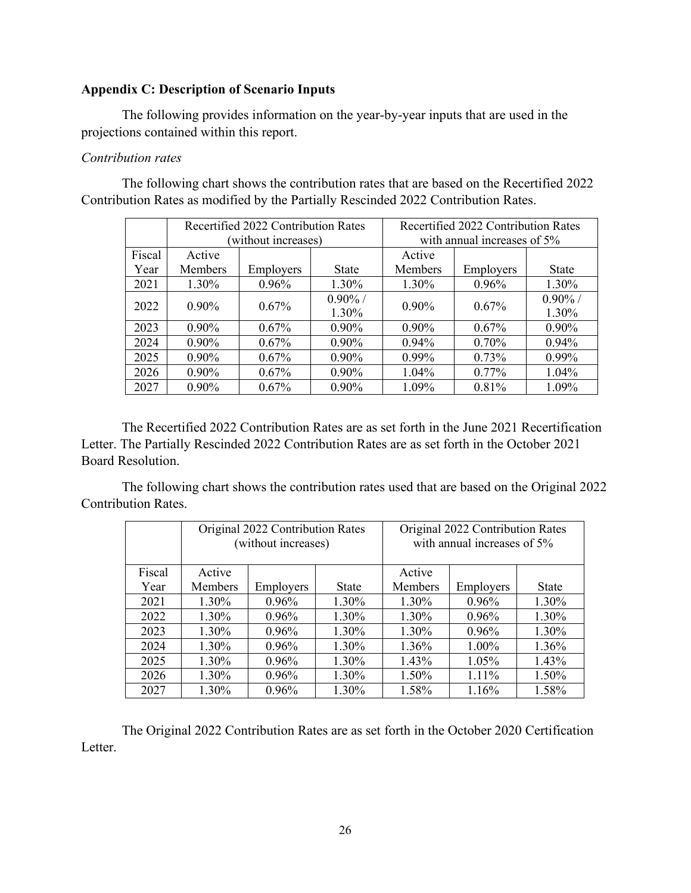**Appendix C: Description of Scenario Inputs**

The following provides information on the year-by-year inputs that are used in the projections contained within this report.

*Contribution rates*

The following chart shows the contribution rates that are based on the Recertified 2022 Contribution Rates as modified by the Partially Rescinded 2022 Contribution Rates.

| | Recertified 2022 Contribution Rates (without increases) | | | Recertified 2022 Contribution Rates with annual increases of 5% | | |
|---|---|---|---|---|---|---|
| Fiscal Year | Active Members | Employers | State | Active Members | Employers | State |
| 2021 | 1.30% | 0.96% | 1.30% | 1.30% | 0.96% | 1.30% |
| 2022 | 0.90% | 0.67% | 0.90% / 1.30% | 0.90% | 0.67% | 0.90% / 1.30% |
| 2023 | 0.90% | 0.67% | 0.90% | 0.90% | 0.67% | 0.90% |
| 2024 | 0.90% | 0.67% | 0.90% | 0.94% | 0.70% | 0.94% |
| 2025 | 0.90% | 0.67% | 0.90% | 0.99% | 0.73% | 0.99% |
| 2026 | 0.90% | 0.67% | 0.90% | 1.04% | 0.77% | 1.04% |
| 2027 | 0.90% | 0.67% | 0.90% | 1.09% | 0.81% | 1.09% |

The Recertified 2022 Contribution Rates are as set forth in the June 2021 Recertification Letter. The Partially Rescinded 2022 Contribution Rates are as set forth in the October 2021 Board Resolution.

The following chart shows the contribution rates used that are based on the Original 2022 Contribution Rates.

| | Original 2022 Contribution Rates (without increases) | | | Original 2022 Contribution Rates with annual increases of 5% | | |
|---|---|---|---|---|---|---|
| Fiscal Year | Active Members | Employers | State | Active Members | Employers | State |
| 2021 | 1.30% | 0.96% | 1.30% | 1.30% | 0.96% | 1.30% |
| 2022 | 1.30% | 0.96% | 1.30% | 1.30% | 0.96% | 1.30% |
| 2023 | 1.30% | 0.96% | 1.30% | 1.30% | 0.96% | 1.30% |
| 2024 | 1.30% | 0.96% | 1.30% | 1.36% | 1.00% | 1.36% |
| 2025 | 1.30% | 0.96% | 1.30% | 1.43% | 1.05% | 1.43% |
| 2026 | 1.30% | 0.96% | 1.30% | 1.50% | 1.11% | 1.50% |
| 2027 | 1.30% | 0.96% | 1.30% | 1.58% | 1.16% | 1.58% |

The Original 2022 Contribution Rates are as set forth in the October 2020 Certification Letter.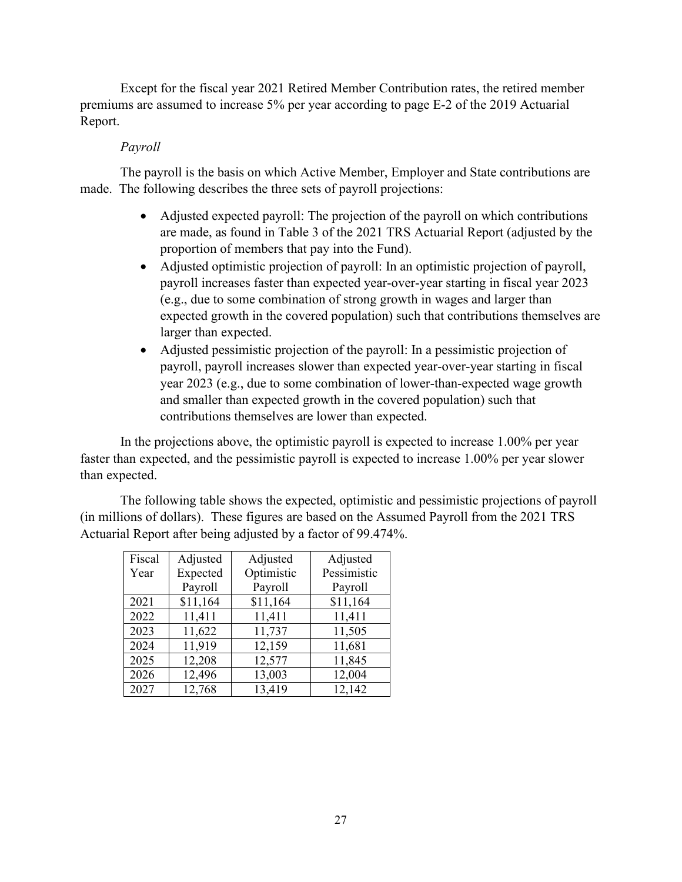Except for the fiscal year 2021 Retired Member Contribution rates, the retired member premiums are assumed to increase 5% per year according to page E-2 of the 2019 Actuarial Report.

*Payroll*

The payroll is the basis on which Active Member, Employer and State contributions are made. The following describes the three sets of payroll projections:

- Adjusted expected payroll: The projection of the payroll on which contributions are made, as found in Table 3 of the 2021 TRS Actuarial Report (adjusted by the proportion of members that pay into the Fund).
- Adjusted optimistic projection of payroll: In an optimistic projection of payroll, payroll increases faster than expected year-over-year starting in fiscal year 2023 (e.g., due to some combination of strong growth in wages and larger than expected growth in the covered population) such that contributions themselves are larger than expected.
- Adjusted pessimistic projection of the payroll: In a pessimistic projection of payroll, payroll increases slower than expected year-over-year starting in fiscal year 2023 (e.g., due to some combination of lower-than-expected wage growth and smaller than expected growth in the covered population) such that contributions themselves are lower than expected.

In the projections above, the optimistic payroll is expected to increase 1.00% per year faster than expected, and the pessimistic payroll is expected to increase 1.00% per year slower than expected.

The following table shows the expected, optimistic and pessimistic projections of payroll (in millions of dollars). These figures are based on the Assumed Payroll from the 2021 TRS Actuarial Report after being adjusted by a factor of 99.474%.

| Fiscal Year | Adjusted Expected Payroll | Adjusted Optimistic Payroll | Adjusted Pessimistic Payroll |
|---|---|---|---|
| 2021 | $11,164 | $11,164 | $11,164 |
| 2022 | 11,411 | 11,411 | 11,411 |
| 2023 | 11,622 | 11,737 | 11,505 |
| 2024 | 11,919 | 12,159 | 11,681 |
| 2025 | 12,208 | 12,577 | 11,845 |
| 2026 | 12,496 | 13,003 | 12,004 |
| 2027 | 12,768 | 13,419 | 12,142 |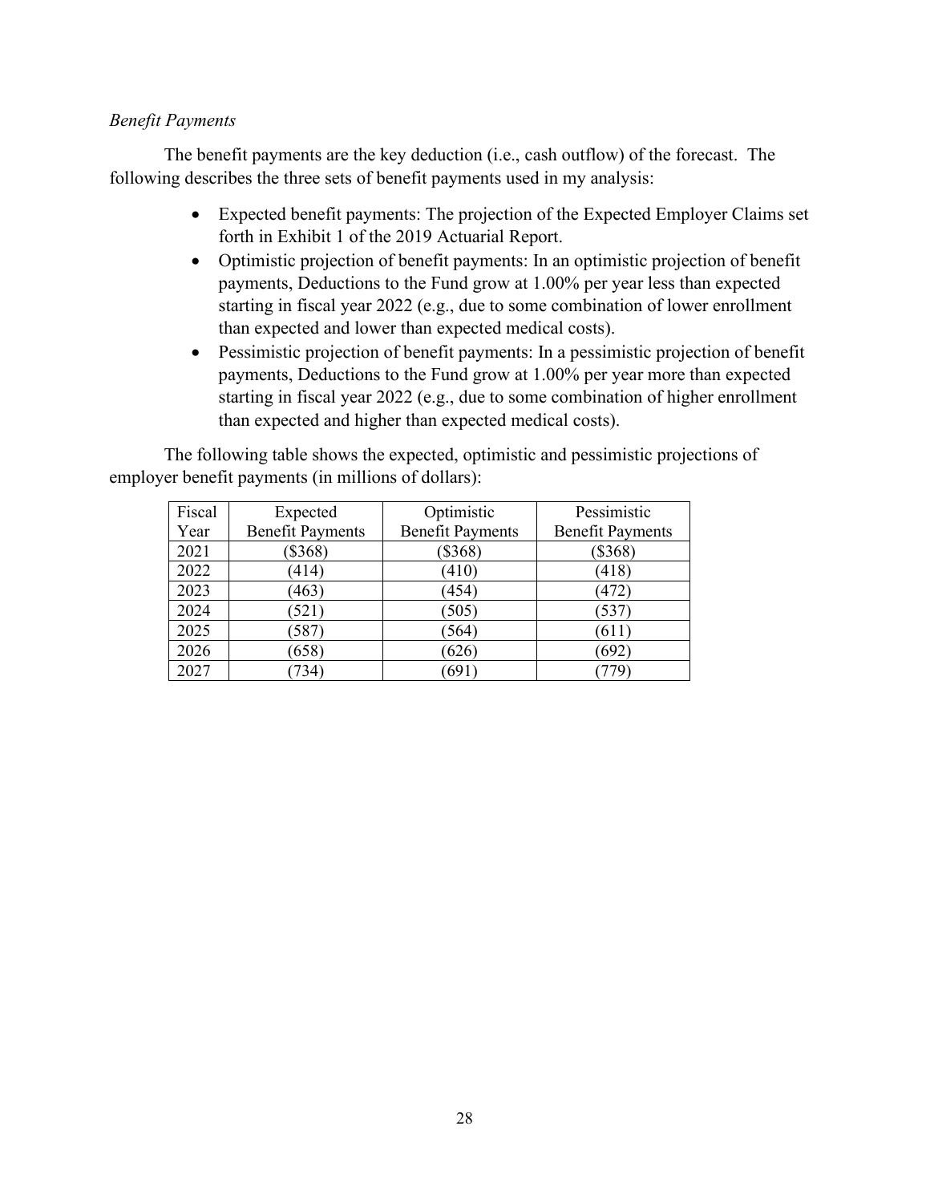*Benefit Payments*

The benefit payments are the key deduction (i.e., cash outflow) of the forecast. The following describes the three sets of benefit payments used in my analysis:

- Expected benefit payments: The projection of the Expected Employer Claims set forth in Exhibit 1 of the 2019 Actuarial Report.
- Optimistic projection of benefit payments: In an optimistic projection of benefit payments, Deductions to the Fund grow at 1.00% per year less than expected starting in fiscal year 2022 (e.g., due to some combination of lower enrollment than expected and lower than expected medical costs).
- Pessimistic projection of benefit payments: In a pessimistic projection of benefit payments, Deductions to the Fund grow at 1.00% per year more than expected starting in fiscal year 2022 (e.g., due to some combination of higher enrollment than expected and higher than expected medical costs).

The following table shows the expected, optimistic and pessimistic projections of employer benefit payments (in millions of dollars):

| Fiscal Year | Expected Benefit Payments | Optimistic Benefit Payments | Pessimistic Benefit Payments |
|---|---|---|---|
| 2021 | ($368) | ($368) | ($368) |
| 2022 | (414) | (410) | (418) |
| 2023 | (463) | (454) | (472) |
| 2024 | (521) | (505) | (537) |
| 2025 | (587) | (564) | (611) |
| 2026 | (658) | (626) | (692) |
| 2027 | (734) | (691) | (779) |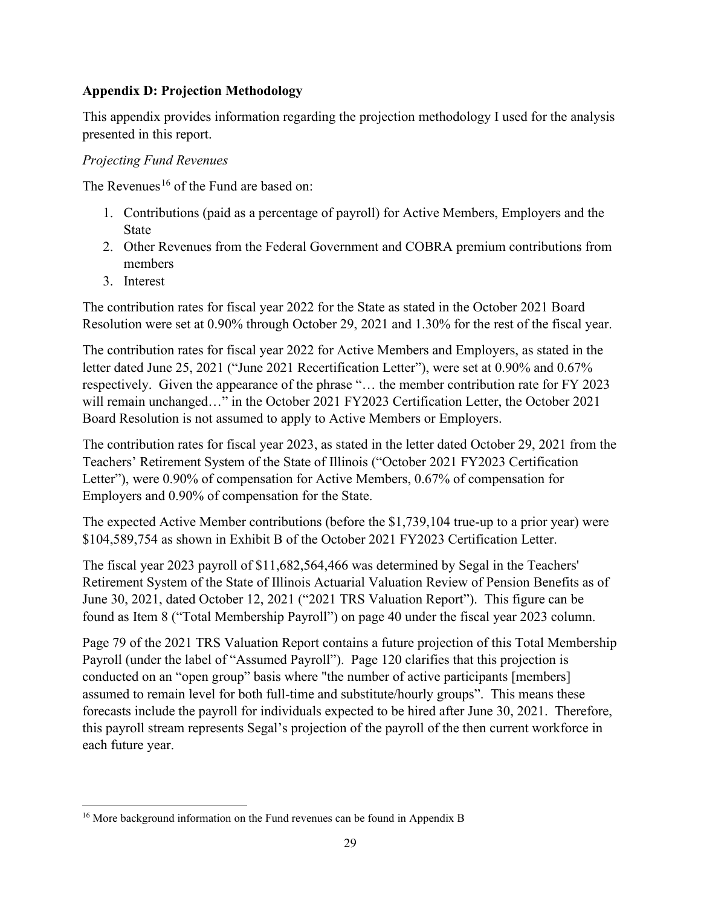**Appendix D: Projection Methodology**

This appendix provides information regarding the projection methodology I used for the analysis presented in this report.

*Projecting Fund Revenues*

The Revenues[16] of the Fund are based on:

1. Contributions (paid as a percentage of payroll) for Active Members, Employers and the State
2. Other Revenues from the Federal Government and COBRA premium contributions from members
3. Interest

The contribution rates for fiscal year 2022 for the State as stated in the October 2021 Board Resolution were set at 0.90% through October 29, 2021 and 1.30% for the rest of the fiscal year.

The contribution rates for fiscal year 2022 for Active Members and Employers, as stated in the letter dated June 25, 2021 ("June 2021 Recertification Letter"), were set at 0.90% and 0.67% respectively. Given the appearance of the phrase "… the member contribution rate for FY 2023 will remain unchanged…" in the October 2021 FY2023 Certification Letter, the October 2021 Board Resolution is not assumed to apply to Active Members or Employers.

The contribution rates for fiscal year 2023, as stated in the letter dated October 29, 2021 from the Teachers' Retirement System of the State of Illinois ("October 2021 FY2023 Certification Letter"), were 0.90% of compensation for Active Members, 0.67% of compensation for Employers and 0.90% of compensation for the State.

The expected Active Member contributions (before the $1,739,104 true-up to a prior year) were $104,589,754 as shown in Exhibit B of the October 2021 FY2023 Certification Letter.

The fiscal year 2023 payroll of $11,682,564,466 was determined by Segal in the Teachers' Retirement System of the State of Illinois Actuarial Valuation Review of Pension Benefits as of June 30, 2021, dated October 12, 2021 ("2021 TRS Valuation Report"). This figure can be found as Item 8 ("Total Membership Payroll") on page 40 under the fiscal year 2023 column.

Page 79 of the 2021 TRS Valuation Report contains a future projection of this Total Membership Payroll (under the label of "Assumed Payroll"). Page 120 clarifies that this projection is conducted on an "open group" basis where "the number of active participants [members] assumed to remain level for both full-time and substitute/hourly groups". This means these forecasts include the payroll for individuals expected to be hired after June 30, 2021. Therefore, this payroll stream represents Segal's projection of the payroll of the then current workforce in each future year.

[16] More background information on the Fund revenues can be found in Appendix B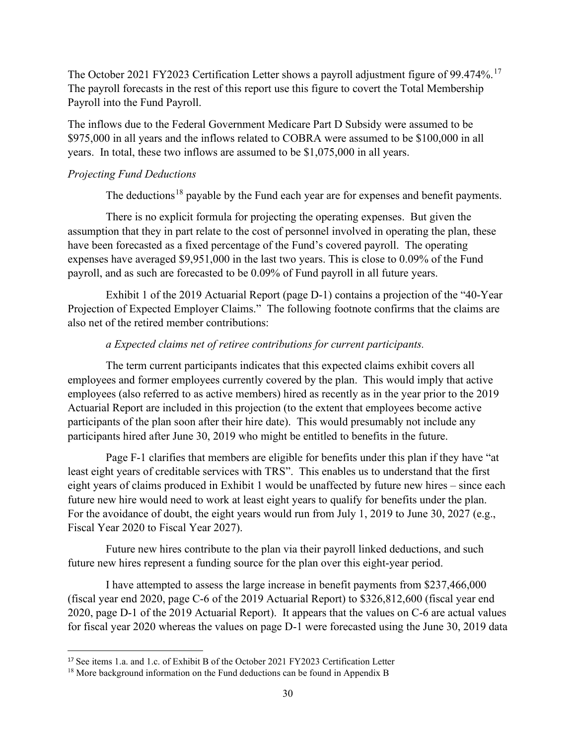The October 2021 FY2023 Certification Letter shows a payroll adjustment figure of 99.474%.[17] The payroll forecasts in the rest of this report use this figure to covert the Total Membership Payroll into the Fund Payroll.

The inflows due to the Federal Government Medicare Part D Subsidy were assumed to be $975,000 in all years and the inflows related to COBRA were assumed to be $100,000 in all years. In total, these two inflows are assumed to be $1,075,000 in all years.

*Projecting Fund Deductions*

The deductions[18] payable by the Fund each year are for expenses and benefit payments.

There is no explicit formula for projecting the operating expenses. But given the assumption that they in part relate to the cost of personnel involved in operating the plan, these have been forecasted as a fixed percentage of the Fund's covered payroll. The operating expenses have averaged $9,951,000 in the last two years. This is close to 0.09% of the Fund payroll, and as such are forecasted to be 0.09% of Fund payroll in all future years.

Exhibit 1 of the 2019 Actuarial Report (page D-1) contains a projection of the "40-Year Projection of Expected Employer Claims." The following footnote confirms that the claims are also net of the retired member contributions:

*a Expected claims net of retiree contributions for current participants.*

The term current participants indicates that this expected claims exhibit covers all employees and former employees currently covered by the plan. This would imply that active employees (also referred to as active members) hired as recently as in the year prior to the 2019 Actuarial Report are included in this projection (to the extent that employees become active participants of the plan soon after their hire date). This would presumably not include any participants hired after June 30, 2019 who might be entitled to benefits in the future.

Page F-1 clarifies that members are eligible for benefits under this plan if they have "at least eight years of creditable services with TRS". This enables us to understand that the first eight years of claims produced in Exhibit 1 would be unaffected by future new hires – since each future new hire would need to work at least eight years to qualify for benefits under the plan. For the avoidance of doubt, the eight years would run from July 1, 2019 to June 30, 2027 (e.g., Fiscal Year 2020 to Fiscal Year 2027).

Future new hires contribute to the plan via their payroll linked deductions, and such future new hires represent a funding source for the plan over this eight-year period.

I have attempted to assess the large increase in benefit payments from $237,466,000 (fiscal year end 2020, page C-6 of the 2019 Actuarial Report) to $326,812,600 (fiscal year end 2020, page D-1 of the 2019 Actuarial Report). It appears that the values on C-6 are actual values for fiscal year 2020 whereas the values on page D-1 were forecasted using the June 30, 2019 data

---

[17] See items 1.a. and 1.c. of Exhibit B of the October 2021 FY2023 Certification Letter

[18] More background information on the Fund deductions can be found in Appendix B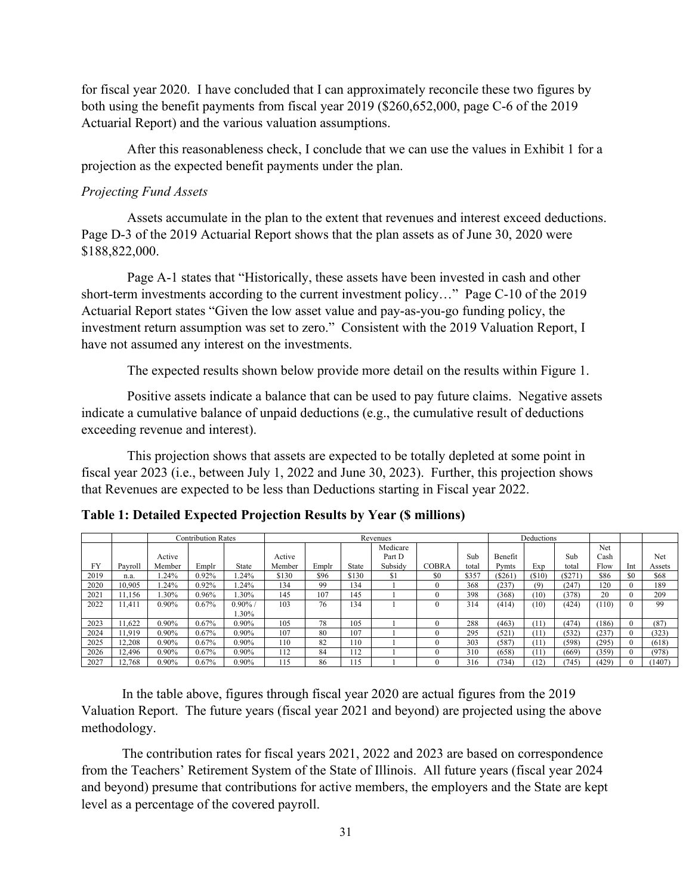for fiscal year 2020. I have concluded that I can approximately reconcile these two figures by both using the benefit payments from fiscal year 2019 ($260,652,000, page C-6 of the 2019 Actuarial Report) and the various valuation assumptions.

After this reasonableness check, I conclude that we can use the values in Exhibit 1 for a projection as the expected benefit payments under the plan.

*Projecting Fund Assets*

Assets accumulate in the plan to the extent that revenues and interest exceed deductions. Page D-3 of the 2019 Actuarial Report shows that the plan assets as of June 30, 2020 were $188,822,000.

Page A-1 states that "Historically, these assets have been invested in cash and other short-term investments according to the current investment policy…" Page C-10 of the 2019 Actuarial Report states "Given the low asset value and pay-as-you-go funding policy, the investment return assumption was set to zero." Consistent with the 2019 Valuation Report, I have not assumed any interest on the investments.

The expected results shown below provide more detail on the results within Figure 1.

Positive assets indicate a balance that can be used to pay future claims. Negative assets indicate a cumulative balance of unpaid deductions (e.g., the cumulative result of deductions exceeding revenue and interest).

This projection shows that assets are expected to be totally depleted at some point in fiscal year 2023 (i.e., between July 1, 2022 and June 30, 2023). Further, this projection shows that Revenues are expected to be less than Deductions starting in Fiscal year 2022.

**Table 1: Detailed Expected Projection Results by Year ($ millions)**

| | | Contribution Rates | | | Revenues | | | | | | Deductions | | | | | |
|---|---|---|---|---|---|---|---|---|---|---|---|---|---|---|---|---|
| FY | Payroll | Active Member | Emplr | State | Active Member | Emplr | State | Medicare Part D Subsidy | COBRA | Sub total | Benefit Pymts | Exp | Sub total | Net Cash Flow | Int | Net Assets |
| 2019 | n.a. | 1.24% | 0.92% | 1.24% | $130 | $96 | $130 | $1 | $0 | $357 | ($261) | ($10) | ($271) | $86 | $0 | $68 |
| 2020 | 10,905 | 1.24% | 0.92% | 1.24% | 134 | 99 | 134 | 1 | 0 | 368 | (237) | (9) | (247) | 120 | 0 | 189 |
| 2021 | 11,156 | 1.30% | 0.96% | 1.30% | 145 | 107 | 145 | 1 | 0 | 398 | (368) | (10) | (378) | 20 | 0 | 209 |
| 2022 | 11,411 | 0.90% | 0.67% | 0.90% / 1.30% | 103 | 76 | 134 | 1 | 0 | 314 | (414) | (10) | (424) | (110) | 0 | 99 |
| 2023 | 11,622 | 0.90% | 0.67% | 0.90% | 105 | 78 | 105 | 1 | 0 | 288 | (463) | (11) | (474) | (186) | 0 | (87) |
| 2024 | 11,919 | 0.90% | 0.67% | 0.90% | 107 | 80 | 107 | 1 | 0 | 295 | (521) | (11) | (532) | (237) | 0 | (323) |
| 2025 | 12,208 | 0.90% | 0.67% | 0.90% | 110 | 82 | 110 | 1 | 0 | 303 | (587) | (11) | (598) | (295) | 0 | (618) |
| 2026 | 12,496 | 0.90% | 0.67% | 0.90% | 112 | 84 | 112 | 1 | 0 | 310 | (658) | (11) | (669) | (359) | 0 | (978) |
| 2027 | 12,768 | 0.90% | 0.67% | 0.90% | 115 | 86 | 115 | 1 | 0 | 316 | (734) | (12) | (745) | (429) | 0 | (1407) |

In the table above, figures through fiscal year 2020 are actual figures from the 2019 Valuation Report. The future years (fiscal year 2021 and beyond) are projected using the above methodology.

The contribution rates for fiscal years 2021, 2022 and 2023 are based on correspondence from the Teachers' Retirement System of the State of Illinois. All future years (fiscal year 2024 and beyond) presume that contributions for active members, the employers and the State are kept level as a percentage of the covered payroll.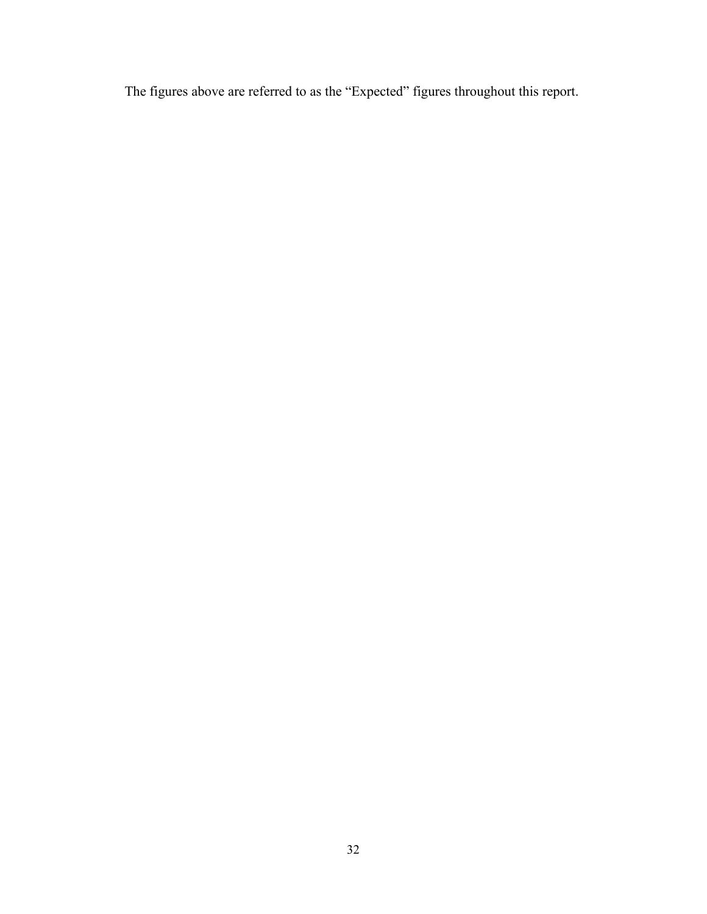The figures above are referred to as the "Expected" figures throughout this report.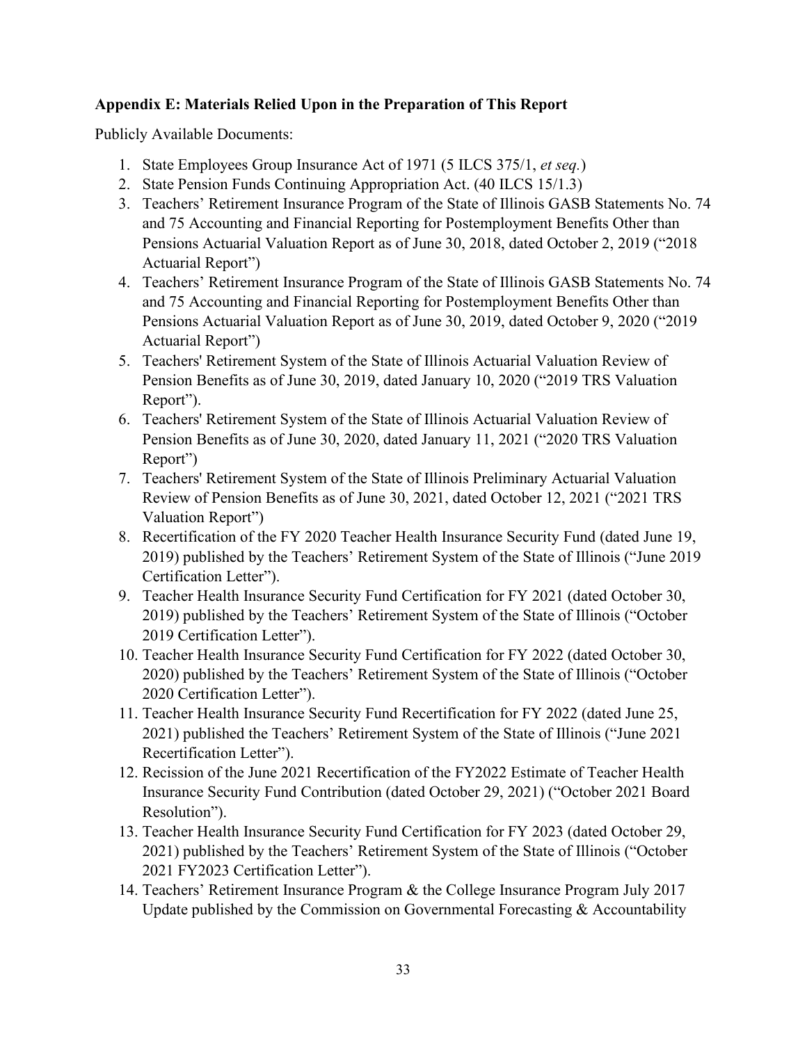**Appendix E: Materials Relied Upon in the Preparation of This Report**

Publicly Available Documents:

1. State Employees Group Insurance Act of 1971 (5 ILCS 375/1, *et seq.*)
2. State Pension Funds Continuing Appropriation Act. (40 ILCS 15/1.3)
3. Teachers' Retirement Insurance Program of the State of Illinois GASB Statements No. 74 and 75 Accounting and Financial Reporting for Postemployment Benefits Other than Pensions Actuarial Valuation Report as of June 30, 2018, dated October 2, 2019 ("2018 Actuarial Report")
4. Teachers' Retirement Insurance Program of the State of Illinois GASB Statements No. 74 and 75 Accounting and Financial Reporting for Postemployment Benefits Other than Pensions Actuarial Valuation Report as of June 30, 2019, dated October 9, 2020 ("2019 Actuarial Report")
5. Teachers' Retirement System of the State of Illinois Actuarial Valuation Review of Pension Benefits as of June 30, 2019, dated January 10, 2020 ("2019 TRS Valuation Report").
6. Teachers' Retirement System of the State of Illinois Actuarial Valuation Review of Pension Benefits as of June 30, 2020, dated January 11, 2021 ("2020 TRS Valuation Report")
7. Teachers' Retirement System of the State of Illinois Preliminary Actuarial Valuation Review of Pension Benefits as of June 30, 2021, dated October 12, 2021 ("2021 TRS Valuation Report")
8. Recertification of the FY 2020 Teacher Health Insurance Security Fund (dated June 19, 2019) published by the Teachers' Retirement System of the State of Illinois ("June 2019 Certification Letter").
9. Teacher Health Insurance Security Fund Certification for FY 2021 (dated October 30, 2019) published by the Teachers' Retirement System of the State of Illinois ("October 2019 Certification Letter").
10. Teacher Health Insurance Security Fund Certification for FY 2022 (dated October 30, 2020) published by the Teachers' Retirement System of the State of Illinois ("October 2020 Certification Letter").
11. Teacher Health Insurance Security Fund Recertification for FY 2022 (dated June 25, 2021) published the Teachers' Retirement System of the State of Illinois ("June 2021 Recertification Letter").
12. Recission of the June 2021 Recertification of the FY2022 Estimate of Teacher Health Insurance Security Fund Contribution (dated October 29, 2021) ("October 2021 Board Resolution").
13. Teacher Health Insurance Security Fund Certification for FY 2023 (dated October 29, 2021) published by the Teachers' Retirement System of the State of Illinois ("October 2021 FY2023 Certification Letter").
14. Teachers' Retirement Insurance Program & the College Insurance Program July 2017 Update published by the Commission on Governmental Forecasting & Accountability